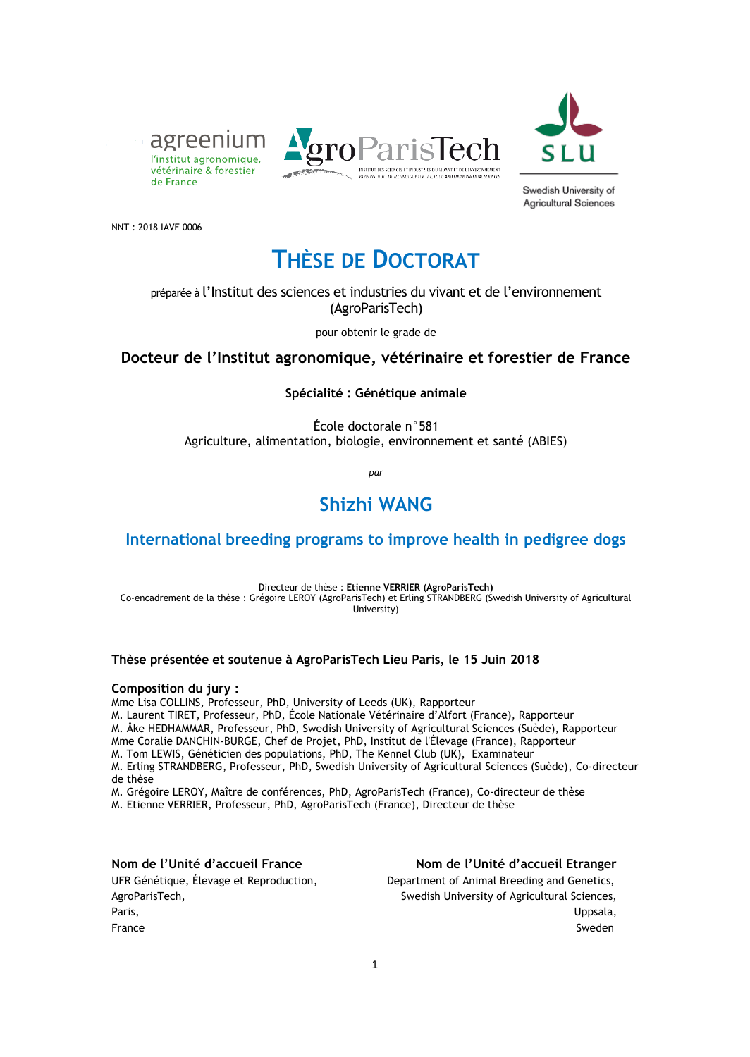agreenium
l'institut agronomique, vétérinaire & forestier de France

AgroParisTech

SLU
Swedish University of Agricultural Sciences

NNT : 2018 IAVF 0006

# THÈSE DE DOCTORAT

préparée à l'Institut des sciences et industries du vivant et de l'environnement (AgroParisTech)

pour obtenir le grade de

## Docteur de l'Institut agronomique, vétérinaire et forestier de France

**Spécialité : Génétique animale**

École doctorale n°581
Agriculture, alimentation, biologie, environnement et santé (ABIES)

*par*

## Shizhi WANG

## International breeding programs to improve health in pedigree dogs

Directeur de thèse : **Etienne VERRIER (AgroParisTech)**
Co-encadrement de la thèse : Grégoire LEROY (AgroParisTech) et Erling STRANDBERG (Swedish University of Agricultural University)

**Thèse présentée et soutenue à AgroParisTech Lieu Paris, le 15 Juin 2018**

**Composition du jury :**

Mme Lisa COLLINS, Professeur, PhD, University of Leeds (UK), Rapporteur
M. Laurent TIRET, Professeur, PhD, École Nationale Vétérinaire d'Alfort (France), Rapporteur
M. Åke HEDHAMMAR, Professeur, PhD, Swedish University of Agricultural Sciences (Suède), Rapporteur
Mme Coralie DANCHIN-BURGE, Chef de Projet, PhD, Institut de l'Élevage (France), Rapporteur
M. Tom LEWIS, Généticien des populations, PhD, The Kennel Club (UK), Examinateur
M. Erling STRANDBERG, Professeur, PhD, Swedish University of Agricultural Sciences (Suède), Co-directeur de thèse
M. Grégoire LEROY, Maître de conférences, PhD, AgroParisTech (France), Co-directeur de thèse
M. Etienne VERRIER, Professeur, PhD, AgroParisTech (France), Directeur de thèse

**Nom de l'Unité d'accueil France**
UFR Génétique, Élevage et Reproduction,
AgroParisTech,
Paris,
France

**Nom de l'Unité d'accueil Etranger**
Department of Animal Breeding and Genetics,
Swedish University of Agricultural Sciences,
Uppsala,
Sweden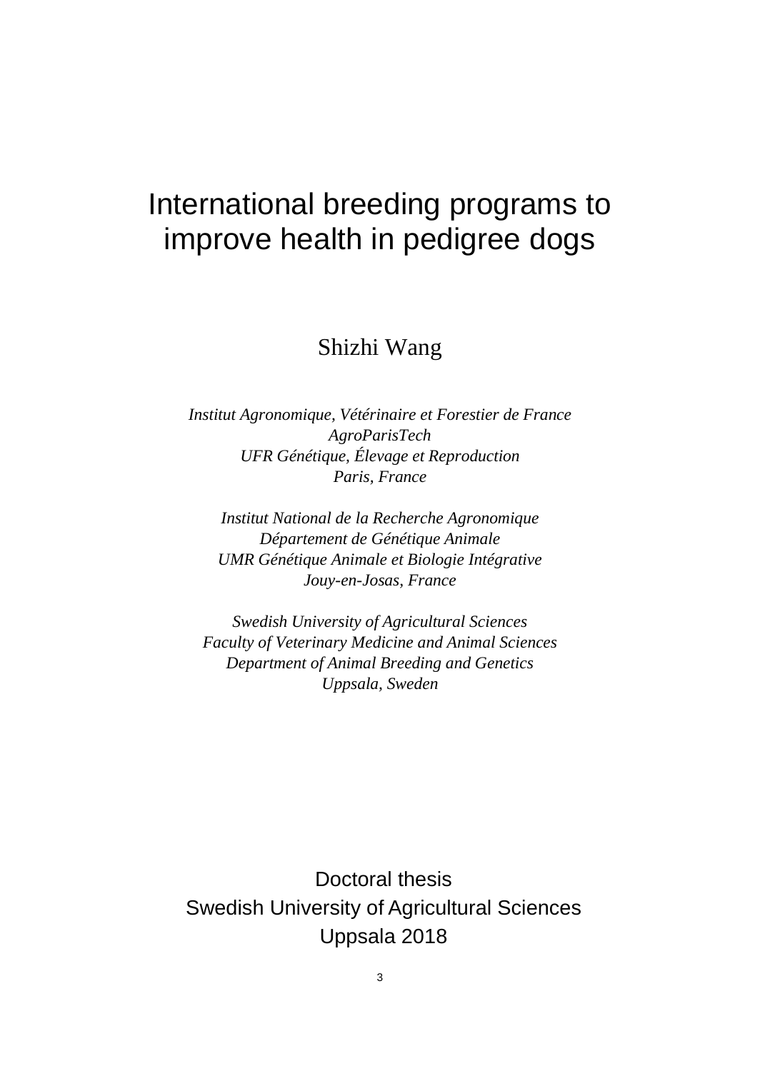# International breeding programs to improve health in pedigree dogs

Shizhi Wang

*Institut Agronomique, Vétérinaire et Forestier de France*
*AgroParisTech*
*UFR Génétique, Élevage et Reproduction*
*Paris, France*

*Institut National de la Recherche Agronomique*
*Département de Génétique Animale*
*UMR Génétique Animale et Biologie Intégrative*
*Jouy-en-Josas, France*

*Swedish University of Agricultural Sciences*
*Faculty of Veterinary Medicine and Animal Sciences*
*Department of Animal Breeding and Genetics*
*Uppsala, Sweden*

Doctoral thesis
Swedish University of Agricultural Sciences
Uppsala 2018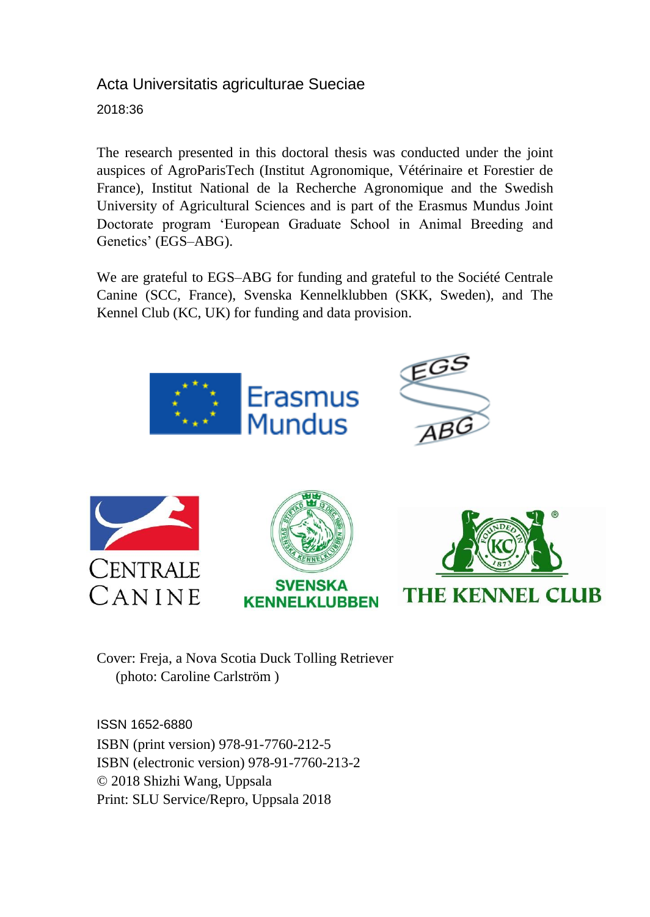Acta Universitatis agriculturae Sueciae

2018:36

The research presented in this doctoral thesis was conducted under the joint auspices of AgroParisTech (Institut Agronomique, Vétérinaire et Forestier de France), Institut National de la Recherche Agronomique and the Swedish University of Agricultural Sciences and is part of the Erasmus Mundus Joint Doctorate program 'European Graduate School in Animal Breeding and Genetics' (EGS–ABG).

We are grateful to EGS–ABG for funding and grateful to the Société Centrale Canine (SCC, France), Svenska Kennelklubben (SKK, Sweden), and The Kennel Club (KC, UK) for funding and data provision.

Cover: Freja, a Nova Scotia Duck Tolling Retriever
(photo: Caroline Carlström )

ISSN 1652-6880
ISBN (print version) 978-91-7760-212-5
ISBN (electronic version) 978-91-7760-213-2
© 2018 Shizhi Wang, Uppsala
Print: SLU Service/Repro, Uppsala 2018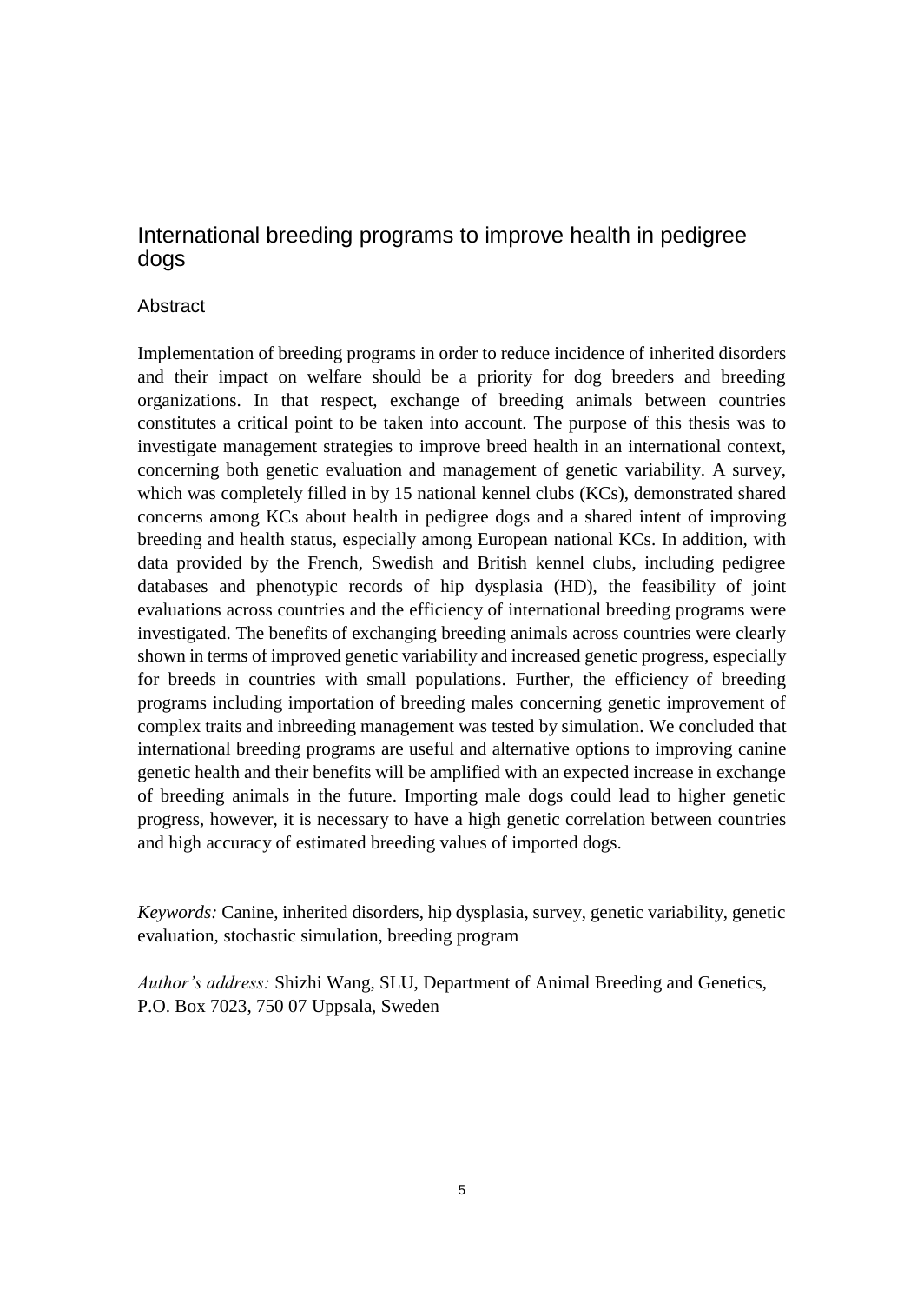# International breeding programs to improve health in pedigree dogs

## Abstract

Implementation of breeding programs in order to reduce incidence of inherited disorders and their impact on welfare should be a priority for dog breeders and breeding organizations. In that respect, exchange of breeding animals between countries constitutes a critical point to be taken into account. The purpose of this thesis was to investigate management strategies to improve breed health in an international context, concerning both genetic evaluation and management of genetic variability. A survey, which was completely filled in by 15 national kennel clubs (KCs), demonstrated shared concerns among KCs about health in pedigree dogs and a shared intent of improving breeding and health status, especially among European national KCs. In addition, with data provided by the French, Swedish and British kennel clubs, including pedigree databases and phenotypic records of hip dysplasia (HD), the feasibility of joint evaluations across countries and the efficiency of international breeding programs were investigated. The benefits of exchanging breeding animals across countries were clearly shown in terms of improved genetic variability and increased genetic progress, especially for breeds in countries with small populations. Further, the efficiency of breeding programs including importation of breeding males concerning genetic improvement of complex traits and inbreeding management was tested by simulation. We concluded that international breeding programs are useful and alternative options to improving canine genetic health and their benefits will be amplified with an expected increase in exchange of breeding animals in the future. Importing male dogs could lead to higher genetic progress, however, it is necessary to have a high genetic correlation between countries and high accuracy of estimated breeding values of imported dogs.

*Keywords:* Canine, inherited disorders, hip dysplasia, survey, genetic variability, genetic evaluation, stochastic simulation, breeding program

*Author's address:* Shizhi Wang, SLU, Department of Animal Breeding and Genetics, P.O. Box 7023, 750 07 Uppsala, Sweden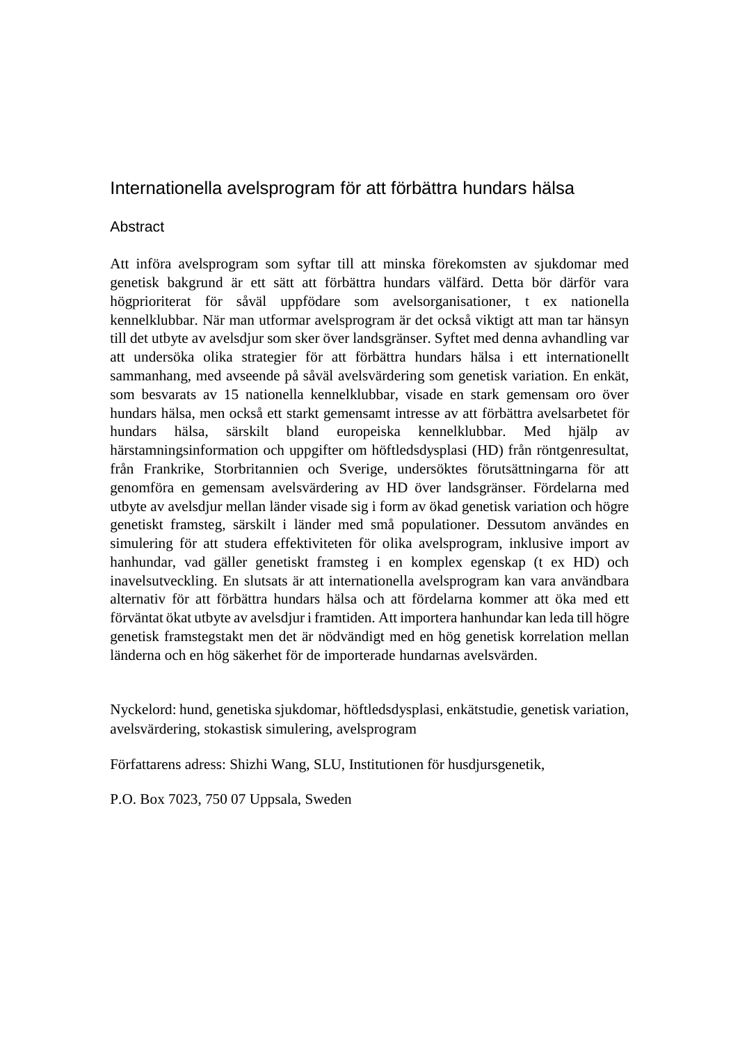# Internationella avelsprogram för att förbättra hundars hälsa

## Abstract

Att införa avelsprogram som syftar till att minska förekomsten av sjukdomar med genetisk bakgrund är ett sätt att förbättra hundars välfärd. Detta bör därför vara högprioriterat för såväl uppfödare som avelsorganisationer, t ex nationella kennelklubbar. När man utformar avelsprogram är det också viktigt att man tar hänsyn till det utbyte av avelsdjur som sker över landsgränser. Syftet med denna avhandling var att undersöka olika strategier för att förbättra hundars hälsa i ett internationellt sammanhang, med avseende på såväl avelsvärdering som genetisk variation. En enkät, som besvarats av 15 nationella kennelklubbar, visade en stark gemensam oro över hundars hälsa, men också ett starkt gemensamt intresse av att förbättra avelsarbetet för hundars hälsa, särskilt bland europeiska kennelklubbar. Med hjälp av härstamningsinformation och uppgifter om höftledsdysplasi (HD) från röntgenresultat, från Frankrike, Storbritannien och Sverige, undersöktes förutsättningarna för att genomföra en gemensam avelsvärdering av HD över landsgränser. Fördelarna med utbyte av avelsdjur mellan länder visade sig i form av ökad genetisk variation och högre genetiskt framsteg, särskilt i länder med små populationer. Dessutom användes en simulering för att studera effektiviteten för olika avelsprogram, inklusive import av hanhundar, vad gäller genetiskt framsteg i en komplex egenskap (t ex HD) och inavelsutveckling. En slutsats är att internationella avelsprogram kan vara användbara alternativ för att förbättra hundars hälsa och att fördelarna kommer att öka med ett förväntat ökat utbyte av avelsdjur i framtiden. Att importera hanhundar kan leda till högre genetisk framstegstakt men det är nödvändigt med en hög genetisk korrelation mellan länderna och en hög säkerhet för de importerade hundarnas avelsvärden.

Nyckelord: hund, genetiska sjukdomar, höftledsdysplasi, enkätstudie, genetisk variation, avelsvärdering, stokastisk simulering, avelsprogram

Författarens adress: Shizhi Wang, SLU, Institutionen för husdjursgenetik,

P.O. Box 7023, 750 07 Uppsala, Sweden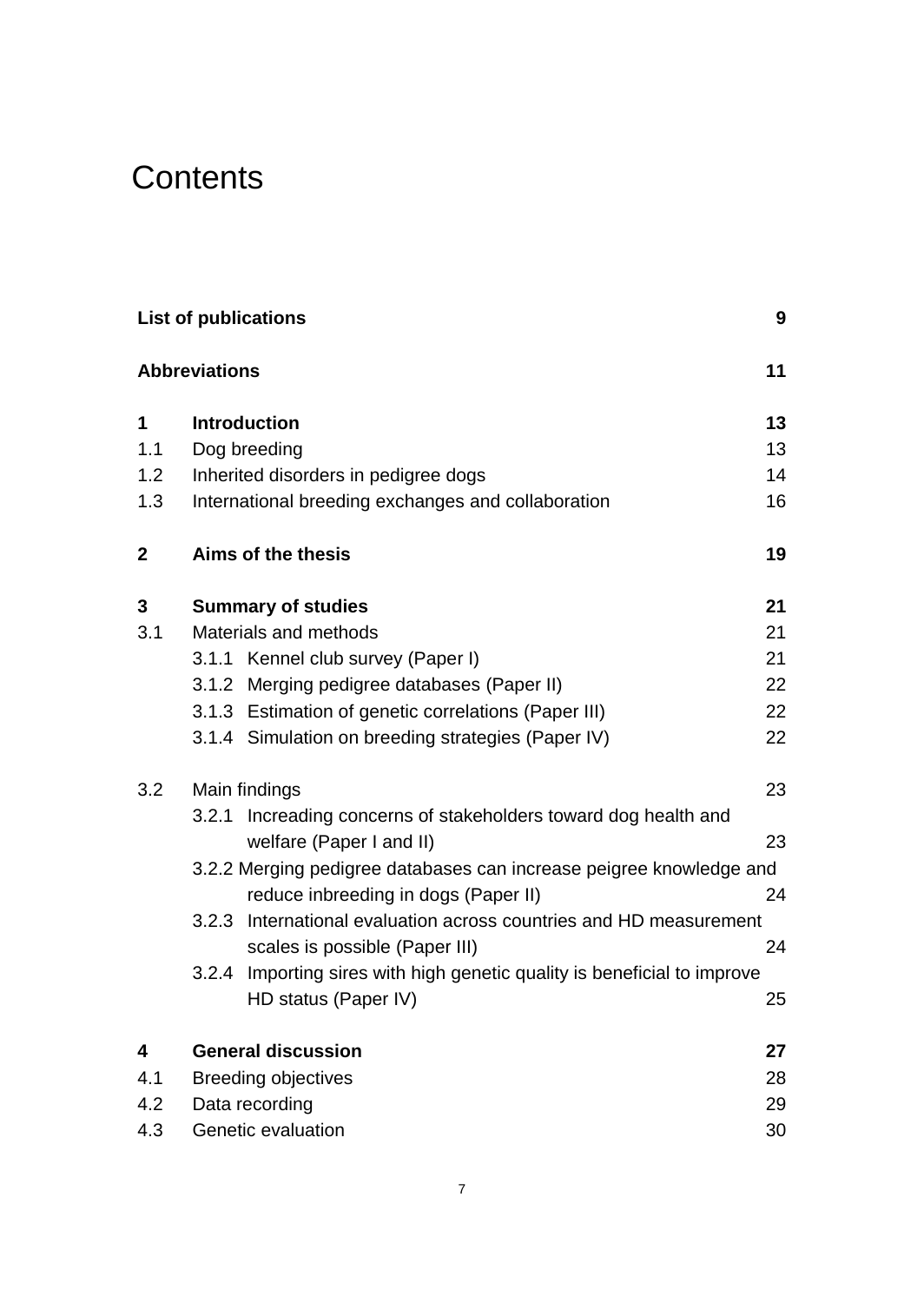# Contents

| | | |
|---|---|---|
| **List of publications** | | **9** |
| **Abbreviations** | | **11** |
| **1** | **Introduction** | **13** |
| 1.1 | Dog breeding | 13 |
| 1.2 | Inherited disorders in pedigree dogs | 14 |
| 1.3 | International breeding exchanges and collaboration | 16 |
| **2** | **Aims of the thesis** | **19** |
| **3** | **Summary of studies** | **21** |
| 3.1 | Materials and methods | 21 |
| | 3.1.1 Kennel club survey (Paper I) | 21 |
| | 3.1.2 Merging pedigree databases (Paper II) | 22 |
| | 3.1.3 Estimation of genetic correlations (Paper III) | 22 |
| | 3.1.4 Simulation on breeding strategies (Paper IV) | 22 |
| 3.2 | Main findings | 23 |
| | 3.2.1 Increading concerns of stakeholders toward dog health and welfare (Paper I and II) | 23 |
| | 3.2.2 Merging pedigree databases can increase peigree knowledge and reduce inbreeding in dogs (Paper II) | 24 |
| | 3.2.3 International evaluation across countries and HD measurement scales is possible (Paper III) | 24 |
| | 3.2.4 Importing sires with high genetic quality is beneficial to improve HD status (Paper IV) | 25 |
| **4** | **General discussion** | **27** |
| 4.1 | Breeding objectives | 28 |
| 4.2 | Data recording | 29 |
| 4.3 | Genetic evaluation | 30 |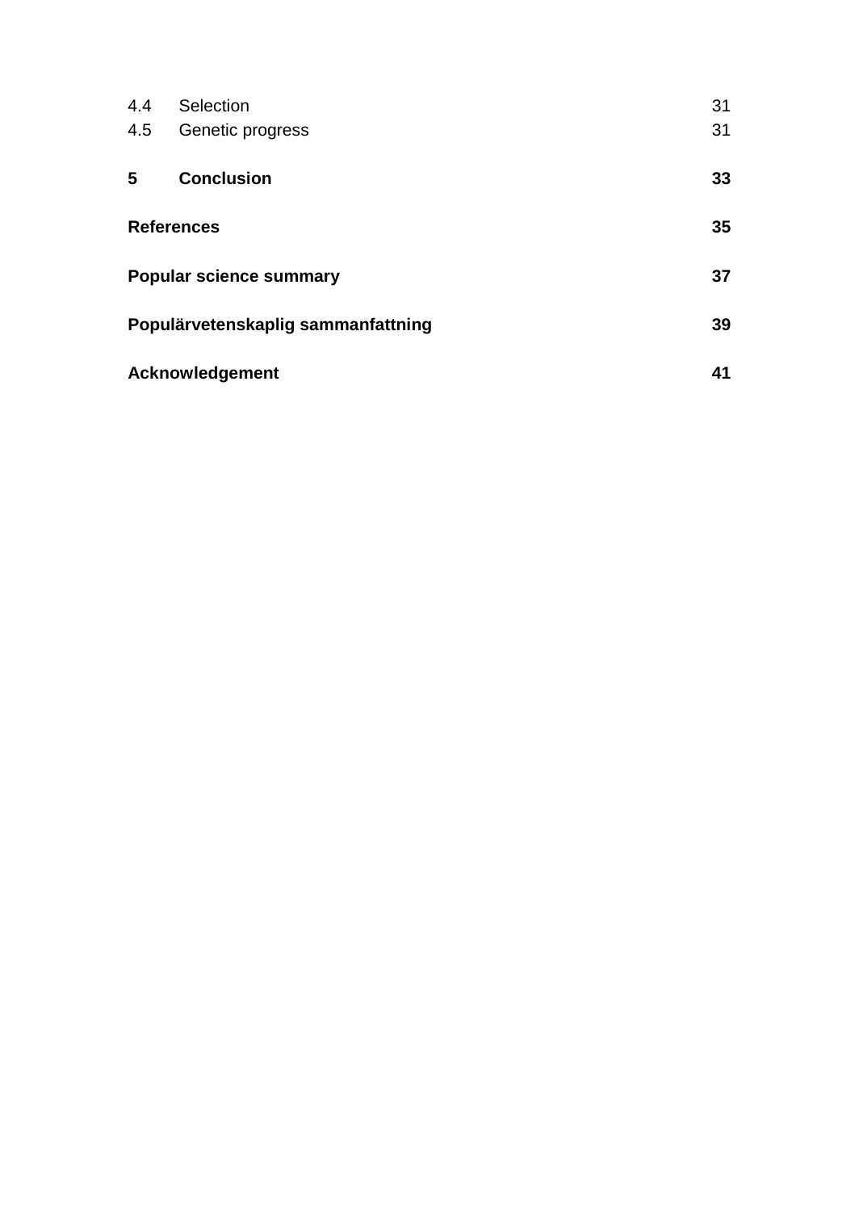4.4 Selection 31

4.5 Genetic progress 31

**5 Conclusion 33**

**References 35**

**Popular science summary 37**

**Populärvetenskaplig sammanfattning 39**

**Acknowledgement 41**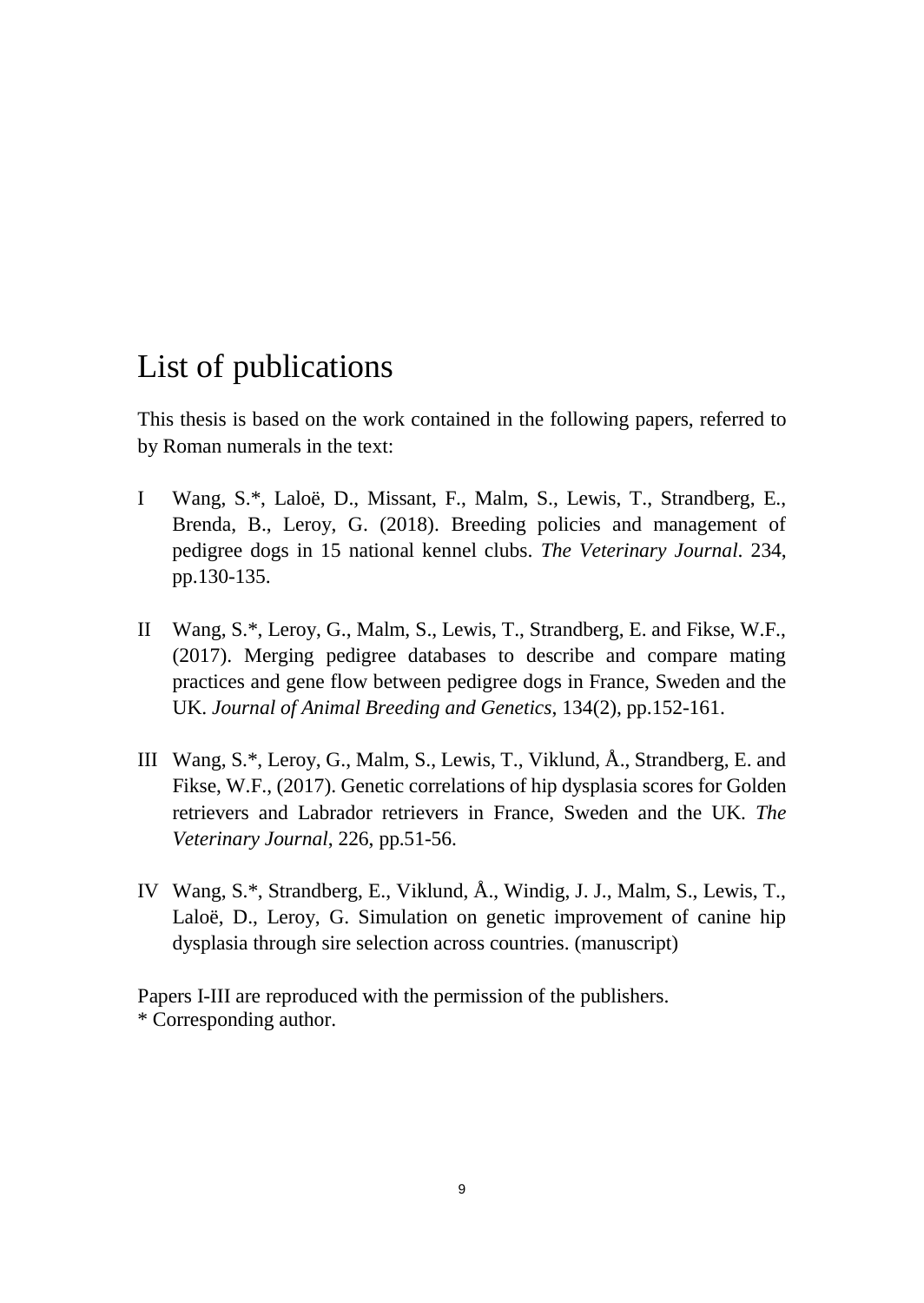# List of publications

This thesis is based on the work contained in the following papers, referred to by Roman numerals in the text:

I  Wang, S.*, Laloë, D., Missant, F., Malm, S., Lewis, T., Strandberg, E., Brenda, B., Leroy, G. (2018). Breeding policies and management of pedigree dogs in 15 national kennel clubs. *The Veterinary Journal*. 234, pp.130-135.

II  Wang, S.*, Leroy, G., Malm, S., Lewis, T., Strandberg, E. and Fikse, W.F., (2017). Merging pedigree databases to describe and compare mating practices and gene flow between pedigree dogs in France, Sweden and the UK. *Journal of Animal Breeding and Genetics*, 134(2), pp.152-161.

III  Wang, S.*, Leroy, G., Malm, S., Lewis, T., Viklund, Å., Strandberg, E. and Fikse, W.F., (2017). Genetic correlations of hip dysplasia scores for Golden retrievers and Labrador retrievers in France, Sweden and the UK. *The Veterinary Journal*, 226, pp.51-56.

IV  Wang, S.*, Strandberg, E., Viklund, Å., Windig, J. J., Malm, S., Lewis, T., Laloë, D., Leroy, G. Simulation on genetic improvement of canine hip dysplasia through sire selection across countries. (manuscript)

Papers I-III are reproduced with the permission of the publishers.
\* Corresponding author.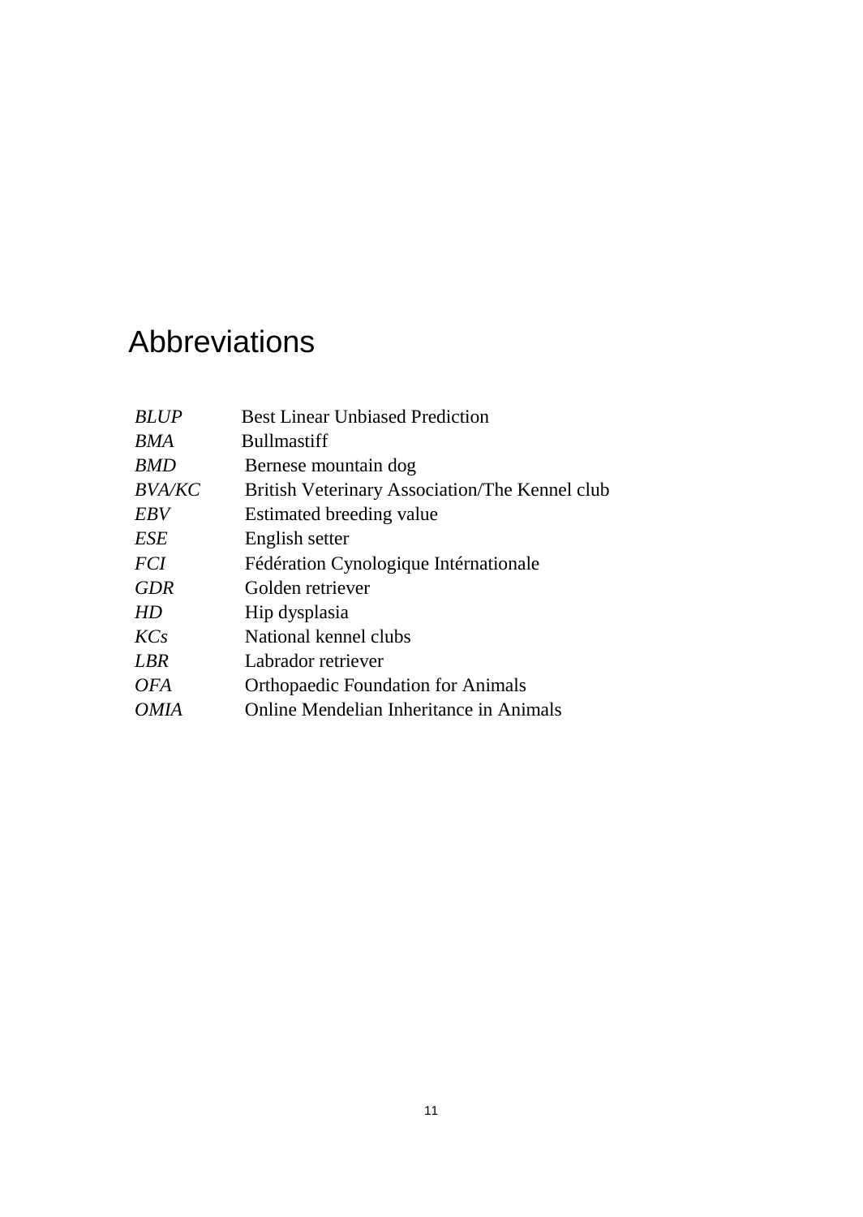# Abbreviations

| | |
|---|---|
| *BLUP* | Best Linear Unbiased Prediction |
| *BMA* | Bullmastiff |
| *BMD* | Bernese mountain dog |
| *BVA/KC* | British Veterinary Association/The Kennel club |
| *EBV* | Estimated breeding value |
| *ESE* | English setter |
| *FCI* | Fédération Cynologique Intérnationale |
| *GDR* | Golden retriever |
| *HD* | Hip dysplasia |
| *KCs* | National kennel clubs |
| *LBR* | Labrador retriever |
| *OFA* | Orthopaedic Foundation for Animals |
| *OMIA* | Online Mendelian Inheritance in Animals |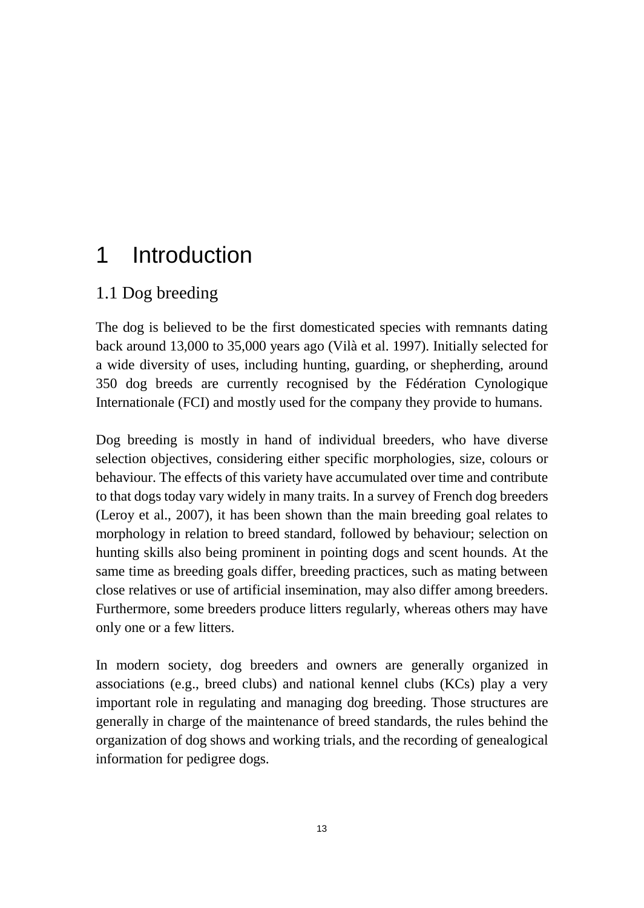# 1 Introduction

## 1.1 Dog breeding

The dog is believed to be the first domesticated species with remnants dating back around 13,000 to 35,000 years ago (Vilà et al. 1997). Initially selected for a wide diversity of uses, including hunting, guarding, or shepherding, around 350 dog breeds are currently recognised by the Fédération Cynologique Internationale (FCI) and mostly used for the company they provide to humans.

Dog breeding is mostly in hand of individual breeders, who have diverse selection objectives, considering either specific morphologies, size, colours or behaviour. The effects of this variety have accumulated over time and contribute to that dogs today vary widely in many traits. In a survey of French dog breeders (Leroy et al., 2007), it has been shown than the main breeding goal relates to morphology in relation to breed standard, followed by behaviour; selection on hunting skills also being prominent in pointing dogs and scent hounds. At the same time as breeding goals differ, breeding practices, such as mating between close relatives or use of artificial insemination, may also differ among breeders. Furthermore, some breeders produce litters regularly, whereas others may have only one or a few litters.

In modern society, dog breeders and owners are generally organized in associations (e.g., breed clubs) and national kennel clubs (KCs) play a very important role in regulating and managing dog breeding. Those structures are generally in charge of the maintenance of breed standards, the rules behind the organization of dog shows and working trials, and the recording of genealogical information for pedigree dogs.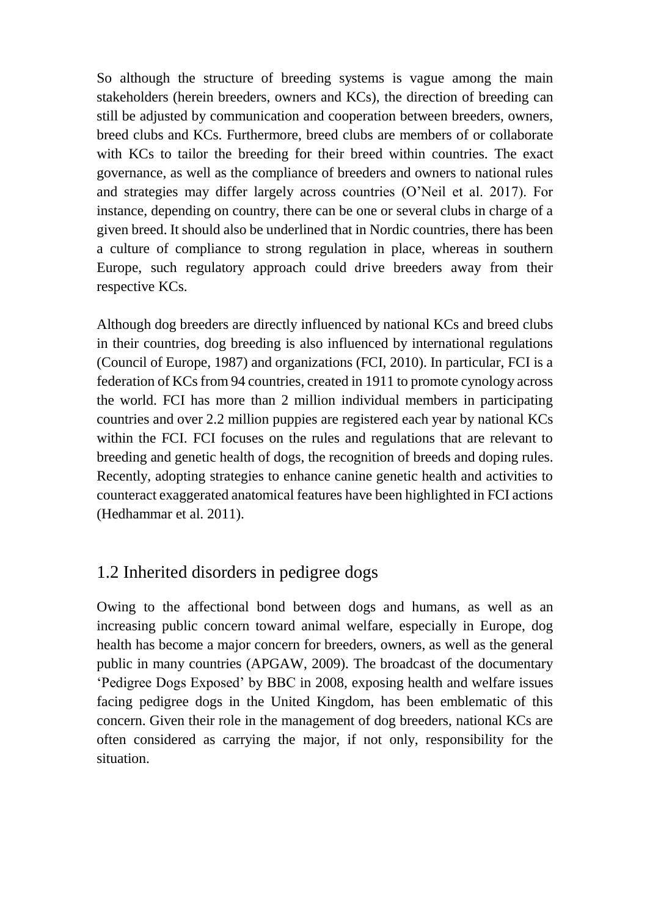So although the structure of breeding systems is vague among the main stakeholders (herein breeders, owners and KCs), the direction of breeding can still be adjusted by communication and cooperation between breeders, owners, breed clubs and KCs. Furthermore, breed clubs are members of or collaborate with KCs to tailor the breeding for their breed within countries. The exact governance, as well as the compliance of breeders and owners to national rules and strategies may differ largely across countries (O'Neil et al. 2017). For instance, depending on country, there can be one or several clubs in charge of a given breed. It should also be underlined that in Nordic countries, there has been a culture of compliance to strong regulation in place, whereas in southern Europe, such regulatory approach could drive breeders away from their respective KCs.

Although dog breeders are directly influenced by national KCs and breed clubs in their countries, dog breeding is also influenced by international regulations (Council of Europe, 1987) and organizations (FCI, 2010). In particular, FCI is a federation of KCs from 94 countries, created in 1911 to promote cynology across the world. FCI has more than 2 million individual members in participating countries and over 2.2 million puppies are registered each year by national KCs within the FCI. FCI focuses on the rules and regulations that are relevant to breeding and genetic health of dogs, the recognition of breeds and doping rules. Recently, adopting strategies to enhance canine genetic health and activities to counteract exaggerated anatomical features have been highlighted in FCI actions (Hedhammar et al. 2011).

## 1.2 Inherited disorders in pedigree dogs

Owing to the affectional bond between dogs and humans, as well as an increasing public concern toward animal welfare, especially in Europe, dog health has become a major concern for breeders, owners, as well as the general public in many countries (APGAW, 2009). The broadcast of the documentary 'Pedigree Dogs Exposed' by BBC in 2008, exposing health and welfare issues facing pedigree dogs in the United Kingdom, has been emblematic of this concern. Given their role in the management of dog breeders, national KCs are often considered as carrying the major, if not only, responsibility for the situation.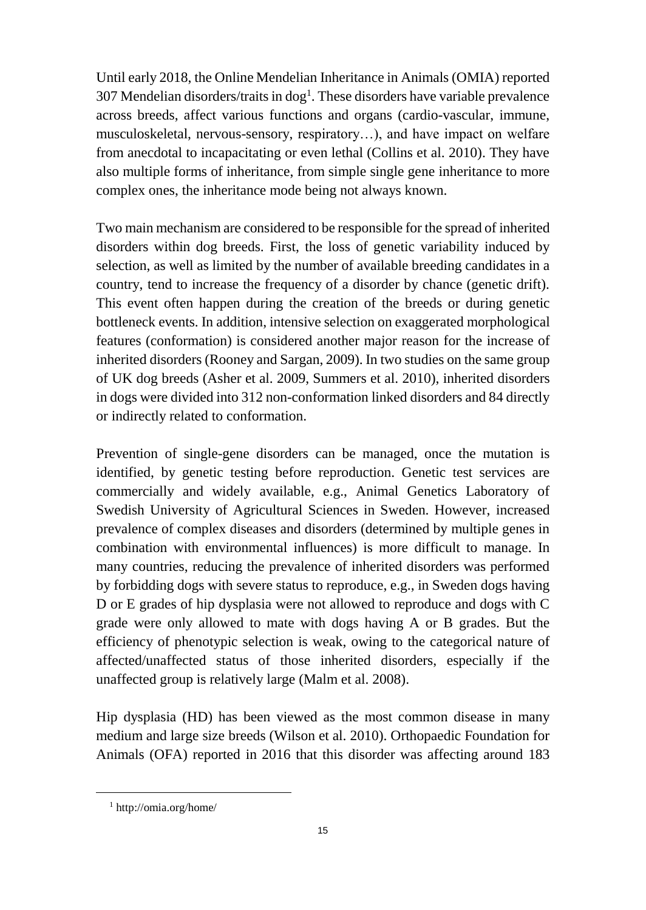Until early 2018, the Online Mendelian Inheritance in Animals (OMIA) reported 307 Mendelian disorders/traits in dog[1]. These disorders have variable prevalence across breeds, affect various functions and organs (cardio-vascular, immune, musculoskeletal, nervous-sensory, respiratory…), and have impact on welfare from anecdotal to incapacitating or even lethal (Collins et al. 2010). They have also multiple forms of inheritance, from simple single gene inheritance to more complex ones, the inheritance mode being not always known.

Two main mechanism are considered to be responsible for the spread of inherited disorders within dog breeds. First, the loss of genetic variability induced by selection, as well as limited by the number of available breeding candidates in a country, tend to increase the frequency of a disorder by chance (genetic drift). This event often happen during the creation of the breeds or during genetic bottleneck events. In addition, intensive selection on exaggerated morphological features (conformation) is considered another major reason for the increase of inherited disorders (Rooney and Sargan, 2009). In two studies on the same group of UK dog breeds (Asher et al. 2009, Summers et al. 2010), inherited disorders in dogs were divided into 312 non-conformation linked disorders and 84 directly or indirectly related to conformation.

Prevention of single-gene disorders can be managed, once the mutation is identified, by genetic testing before reproduction. Genetic test services are commercially and widely available, e.g., Animal Genetics Laboratory of Swedish University of Agricultural Sciences in Sweden. However, increased prevalence of complex diseases and disorders (determined by multiple genes in combination with environmental influences) is more difficult to manage. In many countries, reducing the prevalence of inherited disorders was performed by forbidding dogs with severe status to reproduce, e.g., in Sweden dogs having D or E grades of hip dysplasia were not allowed to reproduce and dogs with C grade were only allowed to mate with dogs having A or B grades. But the efficiency of phenotypic selection is weak, owing to the categorical nature of affected/unaffected status of those inherited disorders, especially if the unaffected group is relatively large (Malm et al. 2008).

Hip dysplasia (HD) has been viewed as the most common disease in many medium and large size breeds (Wilson et al. 2010). Orthopaedic Foundation for Animals (OFA) reported in 2016 that this disorder was affecting around 183

[1] http://omia.org/home/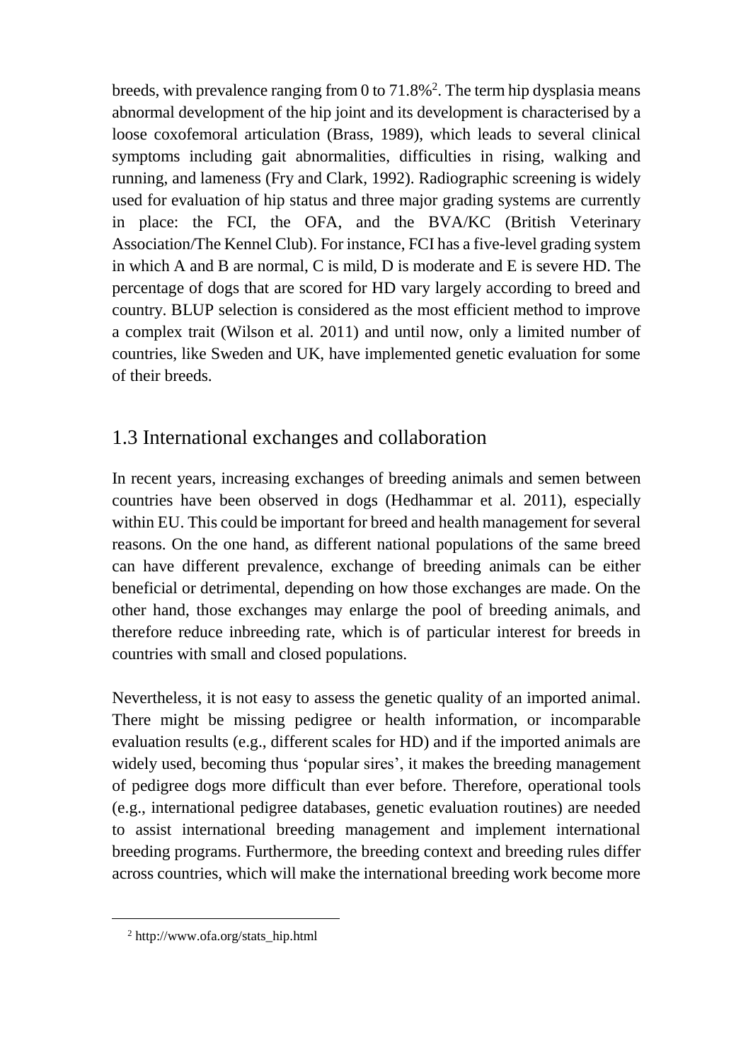breeds, with prevalence ranging from 0 to 71.8%[2]. The term hip dysplasia means abnormal development of the hip joint and its development is characterised by a loose coxofemoral articulation (Brass, 1989), which leads to several clinical symptoms including gait abnormalities, difficulties in rising, walking and running, and lameness (Fry and Clark, 1992). Radiographic screening is widely used for evaluation of hip status and three major grading systems are currently in place: the FCI, the OFA, and the BVA/KC (British Veterinary Association/The Kennel Club). For instance, FCI has a five-level grading system in which A and B are normal, C is mild, D is moderate and E is severe HD. The percentage of dogs that are scored for HD vary largely according to breed and country. BLUP selection is considered as the most efficient method to improve a complex trait (Wilson et al. 2011) and until now, only a limited number of countries, like Sweden and UK, have implemented genetic evaluation for some of their breeds.

## 1.3 International exchanges and collaboration

In recent years, increasing exchanges of breeding animals and semen between countries have been observed in dogs (Hedhammar et al. 2011), especially within EU. This could be important for breed and health management for several reasons. On the one hand, as different national populations of the same breed can have different prevalence, exchange of breeding animals can be either beneficial or detrimental, depending on how those exchanges are made. On the other hand, those exchanges may enlarge the pool of breeding animals, and therefore reduce inbreeding rate, which is of particular interest for breeds in countries with small and closed populations.

Nevertheless, it is not easy to assess the genetic quality of an imported animal. There might be missing pedigree or health information, or incomparable evaluation results (e.g., different scales for HD) and if the imported animals are widely used, becoming thus 'popular sires', it makes the breeding management of pedigree dogs more difficult than ever before. Therefore, operational tools (e.g., international pedigree databases, genetic evaluation routines) are needed to assist international breeding management and implement international breeding programs. Furthermore, the breeding context and breeding rules differ across countries, which will make the international breeding work become more

[2] http://www.ofa.org/stats_hip.html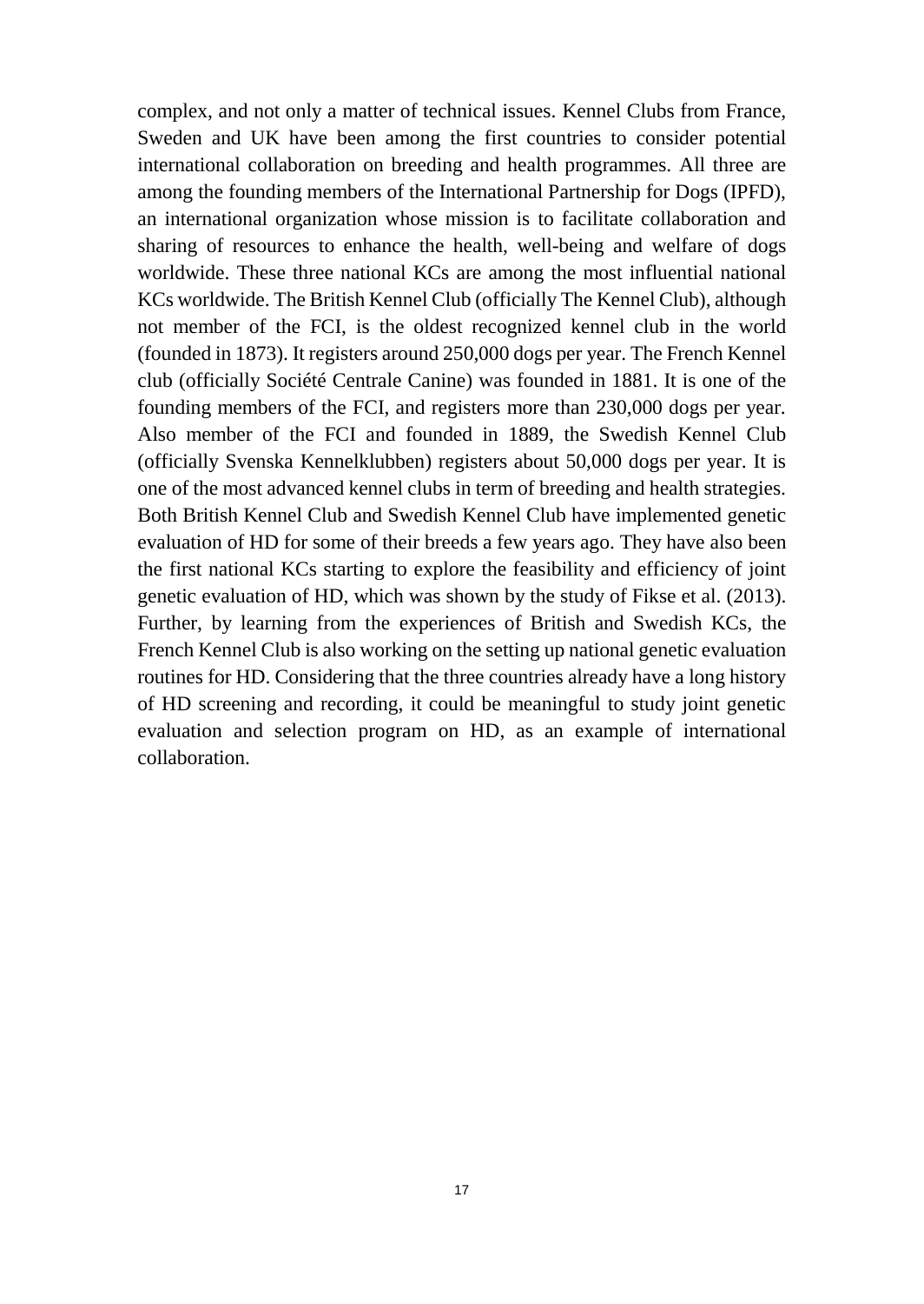complex, and not only a matter of technical issues. Kennel Clubs from France, Sweden and UK have been among the first countries to consider potential international collaboration on breeding and health programmes. All three are among the founding members of the International Partnership for Dogs (IPFD), an international organization whose mission is to facilitate collaboration and sharing of resources to enhance the health, well-being and welfare of dogs worldwide. These three national KCs are among the most influential national KCs worldwide. The British Kennel Club (officially The Kennel Club), although not member of the FCI, is the oldest recognized kennel club in the world (founded in 1873). It registers around 250,000 dogs per year. The French Kennel club (officially Société Centrale Canine) was founded in 1881. It is one of the founding members of the FCI, and registers more than 230,000 dogs per year. Also member of the FCI and founded in 1889, the Swedish Kennel Club (officially Svenska Kennelklubben) registers about 50,000 dogs per year. It is one of the most advanced kennel clubs in term of breeding and health strategies. Both British Kennel Club and Swedish Kennel Club have implemented genetic evaluation of HD for some of their breeds a few years ago. They have also been the first national KCs starting to explore the feasibility and efficiency of joint genetic evaluation of HD, which was shown by the study of Fikse et al. (2013). Further, by learning from the experiences of British and Swedish KCs, the French Kennel Club is also working on the setting up national genetic evaluation routines for HD. Considering that the three countries already have a long history of HD screening and recording, it could be meaningful to study joint genetic evaluation and selection program on HD, as an example of international collaboration.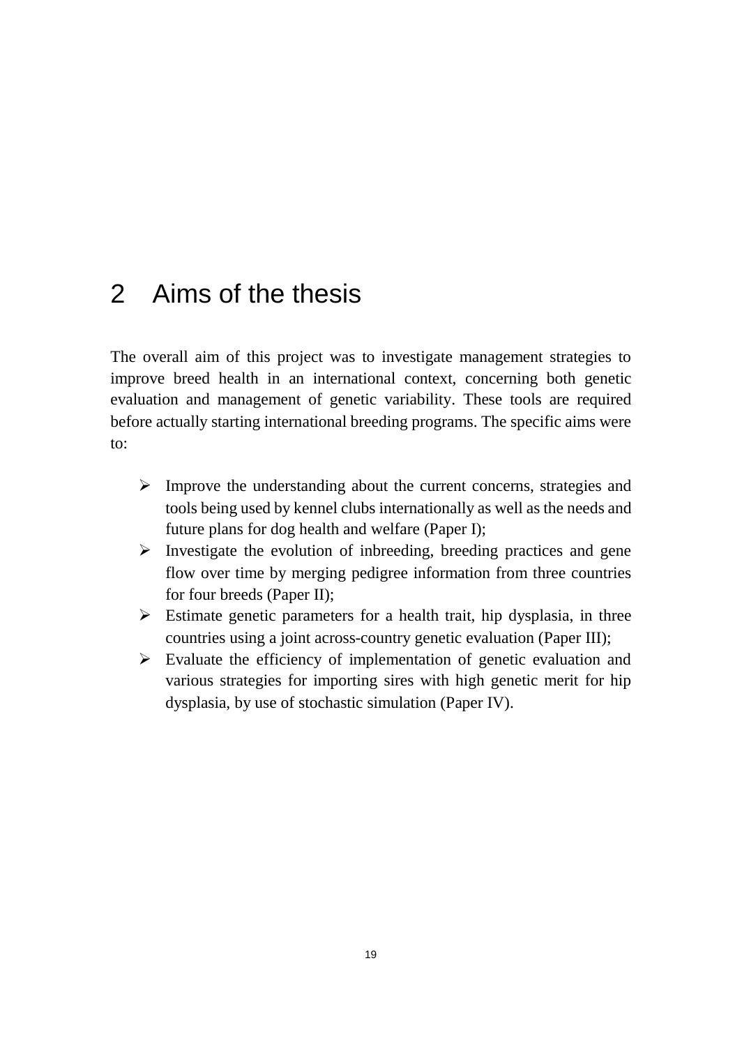# 2 Aims of the thesis

The overall aim of this project was to investigate management strategies to improve breed health in an international context, concerning both genetic evaluation and management of genetic variability. These tools are required before actually starting international breeding programs. The specific aims were to:

- Improve the understanding about the current concerns, strategies and tools being used by kennel clubs internationally as well as the needs and future plans for dog health and welfare (Paper I);
- Investigate the evolution of inbreeding, breeding practices and gene flow over time by merging pedigree information from three countries for four breeds (Paper II);
- Estimate genetic parameters for a health trait, hip dysplasia, in three countries using a joint across-country genetic evaluation (Paper III);
- Evaluate the efficiency of implementation of genetic evaluation and various strategies for importing sires with high genetic merit for hip dysplasia, by use of stochastic simulation (Paper IV).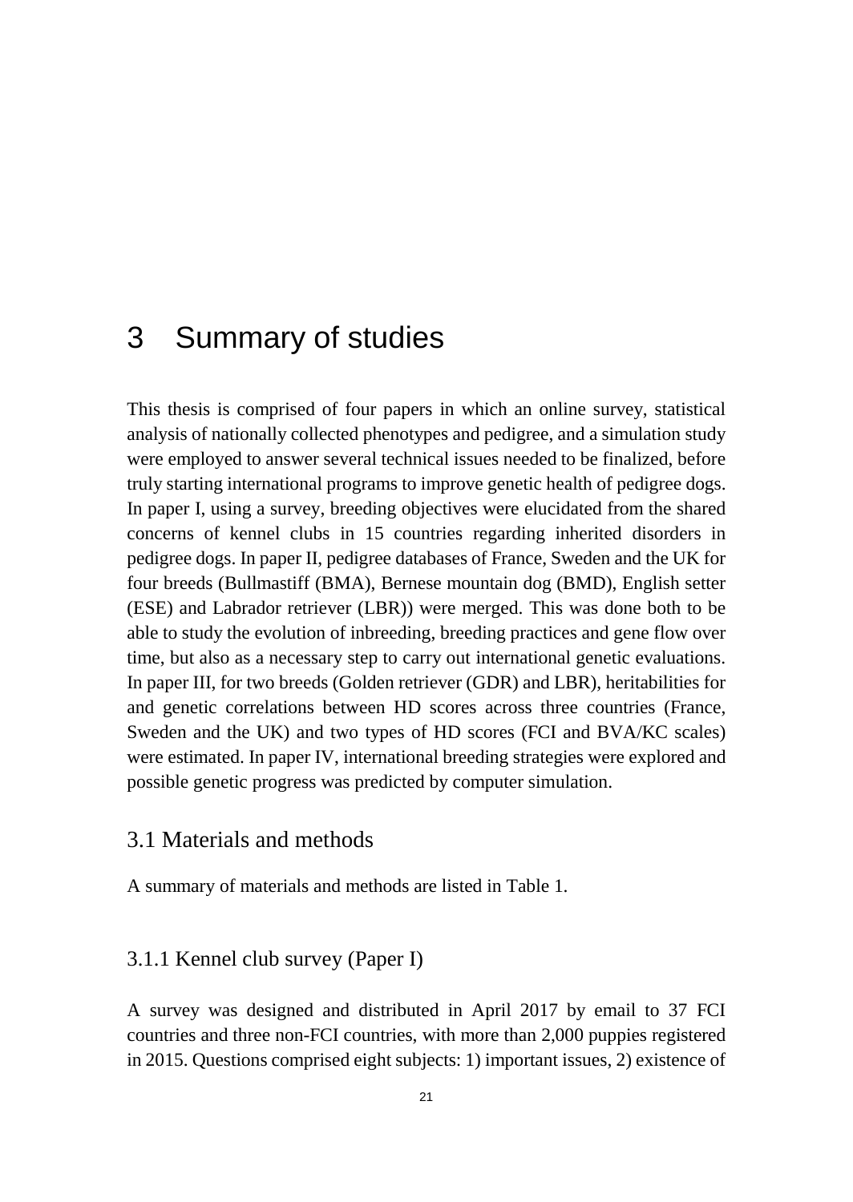# 3 Summary of studies

This thesis is comprised of four papers in which an online survey, statistical analysis of nationally collected phenotypes and pedigree, and a simulation study were employed to answer several technical issues needed to be finalized, before truly starting international programs to improve genetic health of pedigree dogs. In paper I, using a survey, breeding objectives were elucidated from the shared concerns of kennel clubs in 15 countries regarding inherited disorders in pedigree dogs. In paper II, pedigree databases of France, Sweden and the UK for four breeds (Bullmastiff (BMA), Bernese mountain dog (BMD), English setter (ESE) and Labrador retriever (LBR)) were merged. This was done both to be able to study the evolution of inbreeding, breeding practices and gene flow over time, but also as a necessary step to carry out international genetic evaluations. In paper III, for two breeds (Golden retriever (GDR) and LBR), heritabilities for and genetic correlations between HD scores across three countries (France, Sweden and the UK) and two types of HD scores (FCI and BVA/KC scales) were estimated. In paper IV, international breeding strategies were explored and possible genetic progress was predicted by computer simulation.

## 3.1 Materials and methods

A summary of materials and methods are listed in Table 1.

### 3.1.1 Kennel club survey (Paper I)

A survey was designed and distributed in April 2017 by email to 37 FCI countries and three non-FCI countries, with more than 2,000 puppies registered in 2015. Questions comprised eight subjects: 1) important issues, 2) existence of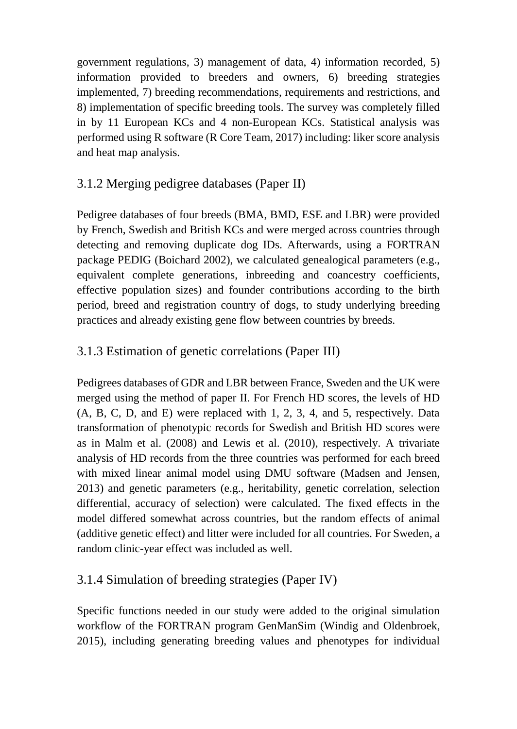government regulations, 3) management of data, 4) information recorded, 5) information provided to breeders and owners, 6) breeding strategies implemented, 7) breeding recommendations, requirements and restrictions, and 8) implementation of specific breeding tools. The survey was completely filled in by 11 European KCs and 4 non-European KCs. Statistical analysis was performed using R software (R Core Team, 2017) including: liker score analysis and heat map analysis.

### 3.1.2 Merging pedigree databases (Paper II)

Pedigree databases of four breeds (BMA, BMD, ESE and LBR) were provided by French, Swedish and British KCs and were merged across countries through detecting and removing duplicate dog IDs. Afterwards, using a FORTRAN package PEDIG (Boichard 2002), we calculated genealogical parameters (e.g., equivalent complete generations, inbreeding and coancestry coefficients, effective population sizes) and founder contributions according to the birth period, breed and registration country of dogs, to study underlying breeding practices and already existing gene flow between countries by breeds.

### 3.1.3 Estimation of genetic correlations (Paper III)

Pedigrees databases of GDR and LBR between France, Sweden and the UK were merged using the method of paper II. For French HD scores, the levels of HD (A, B, C, D, and E) were replaced with 1, 2, 3, 4, and 5, respectively. Data transformation of phenotypic records for Swedish and British HD scores were as in Malm et al. (2008) and Lewis et al. (2010), respectively. A trivariate analysis of HD records from the three countries was performed for each breed with mixed linear animal model using DMU software (Madsen and Jensen, 2013) and genetic parameters (e.g., heritability, genetic correlation, selection differential, accuracy of selection) were calculated. The fixed effects in the model differed somewhat across countries, but the random effects of animal (additive genetic effect) and litter were included for all countries. For Sweden, a random clinic-year effect was included as well.

### 3.1.4 Simulation of breeding strategies (Paper IV)

Specific functions needed in our study were added to the original simulation workflow of the FORTRAN program GenManSim (Windig and Oldenbroek, 2015), including generating breeding values and phenotypes for individual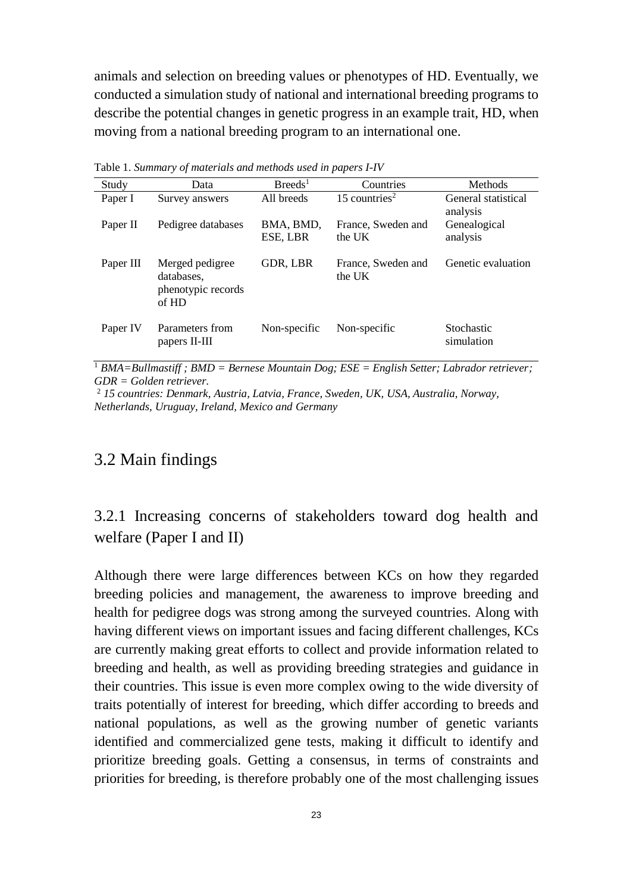animals and selection on breeding values or phenotypes of HD. Eventually, we conducted a simulation study of national and international breeding programs to describe the potential changes in genetic progress in an example trait, HD, when moving from a national breeding program to an international one.

Table 1. *Summary of materials and methods used in papers I-IV*

| Study | Data | Breeds[1] | Countries | Methods |
|---|---|---|---|---|
| Paper I | Survey answers | All breeds | 15 countries[2] | General statistical analysis |
| Paper II | Pedigree databases | BMA, BMD, ESE, LBR | France, Sweden and the UK | Genealogical analysis |
| Paper III | Merged pedigree databases, phenotypic records of HD | GDR, LBR | France, Sweden and the UK | Genetic evaluation |
| Paper IV | Parameters from papers II-III | Non-specific | Non-specific | Stochastic simulation |

[1] *BMA=Bullmastiff ; BMD = Bernese Mountain Dog; ESE = English Setter; Labrador retriever; GDR = Golden retriever.*

[2] *15 countries: Denmark, Austria, Latvia, France, Sweden, UK, USA, Australia, Norway, Netherlands, Uruguay, Ireland, Mexico and Germany*

## 3.2 Main findings

### 3.2.1 Increasing concerns of stakeholders toward dog health and welfare (Paper I and II)

Although there were large differences between KCs on how they regarded breeding policies and management, the awareness to improve breeding and health for pedigree dogs was strong among the surveyed countries. Along with having different views on important issues and facing different challenges, KCs are currently making great efforts to collect and provide information related to breeding and health, as well as providing breeding strategies and guidance in their countries. This issue is even more complex owing to the wide diversity of traits potentially of interest for breeding, which differ according to breeds and national populations, as well as the growing number of genetic variants identified and commercialized gene tests, making it difficult to identify and prioritize breeding goals. Getting a consensus, in terms of constraints and priorities for breeding, is therefore probably one of the most challenging issues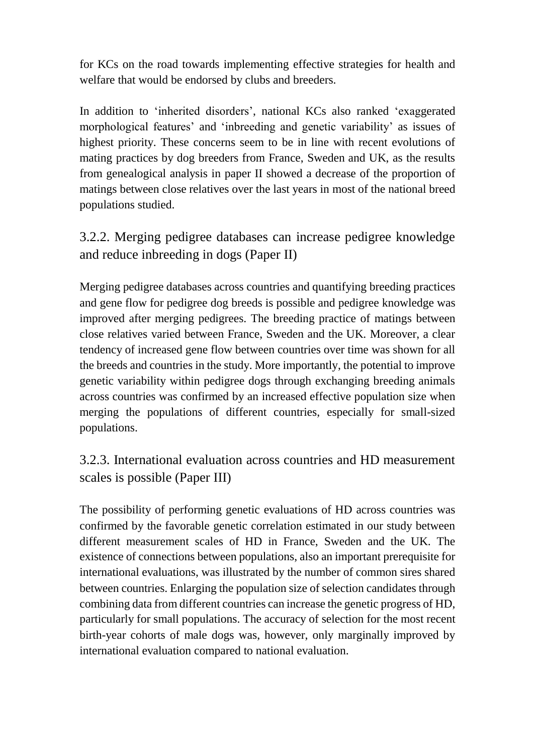for KCs on the road towards implementing effective strategies for health and welfare that would be endorsed by clubs and breeders.

In addition to 'inherited disorders', national KCs also ranked 'exaggerated morphological features' and 'inbreeding and genetic variability' as issues of highest priority. These concerns seem to be in line with recent evolutions of mating practices by dog breeders from France, Sweden and UK, as the results from genealogical analysis in paper II showed a decrease of the proportion of matings between close relatives over the last years in most of the national breed populations studied.

### 3.2.2. Merging pedigree databases can increase pedigree knowledge and reduce inbreeding in dogs (Paper II)

Merging pedigree databases across countries and quantifying breeding practices and gene flow for pedigree dog breeds is possible and pedigree knowledge was improved after merging pedigrees. The breeding practice of matings between close relatives varied between France, Sweden and the UK. Moreover, a clear tendency of increased gene flow between countries over time was shown for all the breeds and countries in the study. More importantly, the potential to improve genetic variability within pedigree dogs through exchanging breeding animals across countries was confirmed by an increased effective population size when merging the populations of different countries, especially for small-sized populations.

### 3.2.3. International evaluation across countries and HD measurement scales is possible (Paper III)

The possibility of performing genetic evaluations of HD across countries was confirmed by the favorable genetic correlation estimated in our study between different measurement scales of HD in France, Sweden and the UK. The existence of connections between populations, also an important prerequisite for international evaluations, was illustrated by the number of common sires shared between countries. Enlarging the population size of selection candidates through combining data from different countries can increase the genetic progress of HD, particularly for small populations. The accuracy of selection for the most recent birth-year cohorts of male dogs was, however, only marginally improved by international evaluation compared to national evaluation.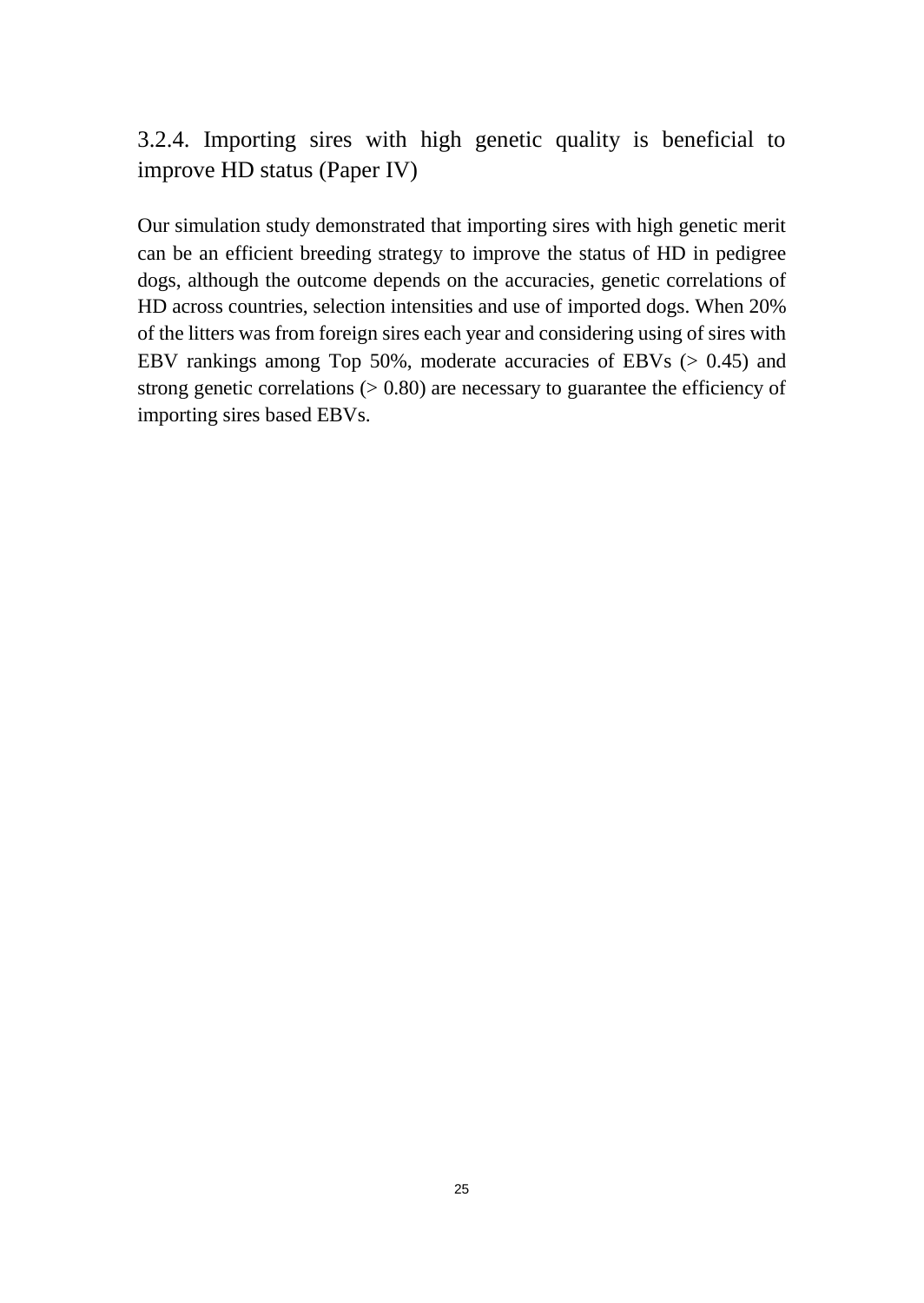### 3.2.4. Importing sires with high genetic quality is beneficial to improve HD status (Paper IV)

Our simulation study demonstrated that importing sires with high genetic merit can be an efficient breeding strategy to improve the status of HD in pedigree dogs, although the outcome depends on the accuracies, genetic correlations of HD across countries, selection intensities and use of imported dogs. When 20% of the litters was from foreign sires each year and considering using of sires with EBV rankings among Top 50%, moderate accuracies of EBVs (> 0.45) and strong genetic correlations (> 0.80) are necessary to guarantee the efficiency of importing sires based EBVs.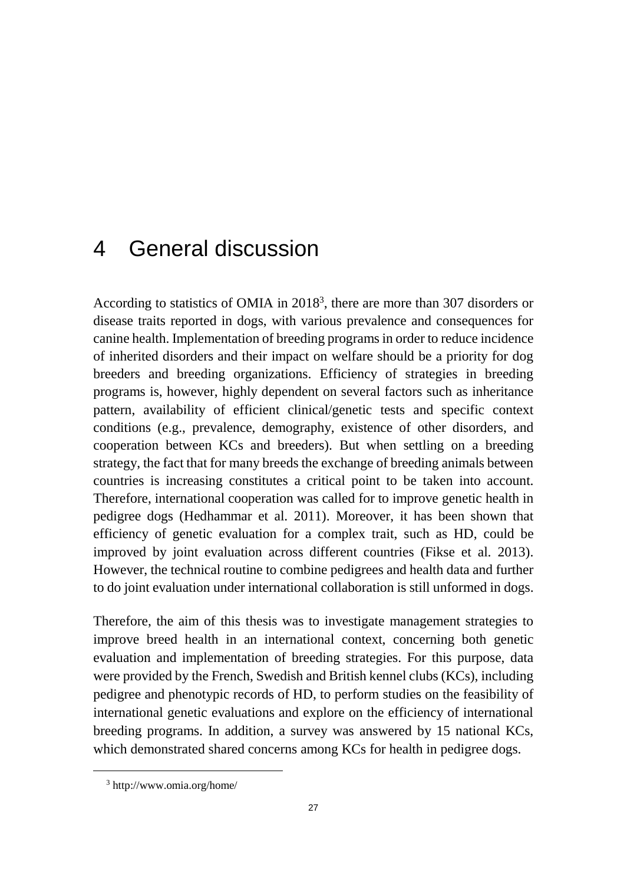# 4 General discussion

According to statistics of OMIA in 2018[3], there are more than 307 disorders or disease traits reported in dogs, with various prevalence and consequences for canine health. Implementation of breeding programs in order to reduce incidence of inherited disorders and their impact on welfare should be a priority for dog breeders and breeding organizations. Efficiency of strategies in breeding programs is, however, highly dependent on several factors such as inheritance pattern, availability of efficient clinical/genetic tests and specific context conditions (e.g., prevalence, demography, existence of other disorders, and cooperation between KCs and breeders). But when settling on a breeding strategy, the fact that for many breeds the exchange of breeding animals between countries is increasing constitutes a critical point to be taken into account. Therefore, international cooperation was called for to improve genetic health in pedigree dogs (Hedhammar et al. 2011). Moreover, it has been shown that efficiency of genetic evaluation for a complex trait, such as HD, could be improved by joint evaluation across different countries (Fikse et al. 2013). However, the technical routine to combine pedigrees and health data and further to do joint evaluation under international collaboration is still unformed in dogs.

Therefore, the aim of this thesis was to investigate management strategies to improve breed health in an international context, concerning both genetic evaluation and implementation of breeding strategies. For this purpose, data were provided by the French, Swedish and British kennel clubs (KCs), including pedigree and phenotypic records of HD, to perform studies on the feasibility of international genetic evaluations and explore on the efficiency of international breeding programs. In addition, a survey was answered by 15 national KCs, which demonstrated shared concerns among KCs for health in pedigree dogs.

[3] http://www.omia.org/home/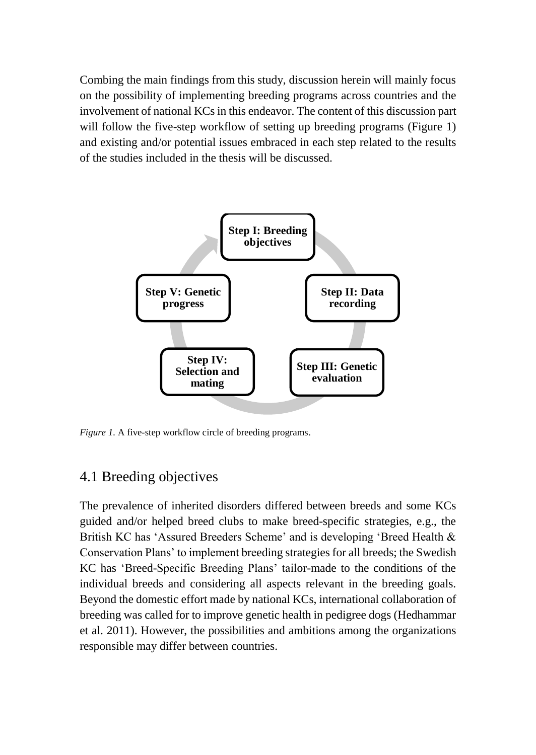Combing the main findings from this study, discussion herein will mainly focus on the possibility of implementing breeding programs across countries and the involvement of national KCs in this endeavor. The content of this discussion part will follow the five-step workflow of setting up breeding programs (Figure 1) and existing and/or potential issues embraced in each step related to the results of the studies included in the thesis will be discussed.

Step I: Breeding objectives

Step II: Data recording

Step III: Genetic evaluation

Step IV: Selection and mating

Step V: Genetic progress

*Figure 1.* A five-step workflow circle of breeding programs.

## 4.1 Breeding objectives

The prevalence of inherited disorders differed between breeds and some KCs guided and/or helped breed clubs to make breed-specific strategies, e.g., the British KC has 'Assured Breeders Scheme' and is developing 'Breed Health & Conservation Plans' to implement breeding strategies for all breeds; the Swedish KC has 'Breed-Specific Breeding Plans' tailor-made to the conditions of the individual breeds and considering all aspects relevant in the breeding goals. Beyond the domestic effort made by national KCs, international collaboration of breeding was called for to improve genetic health in pedigree dogs (Hedhammar et al. 2011). However, the possibilities and ambitions among the organizations responsible may differ between countries.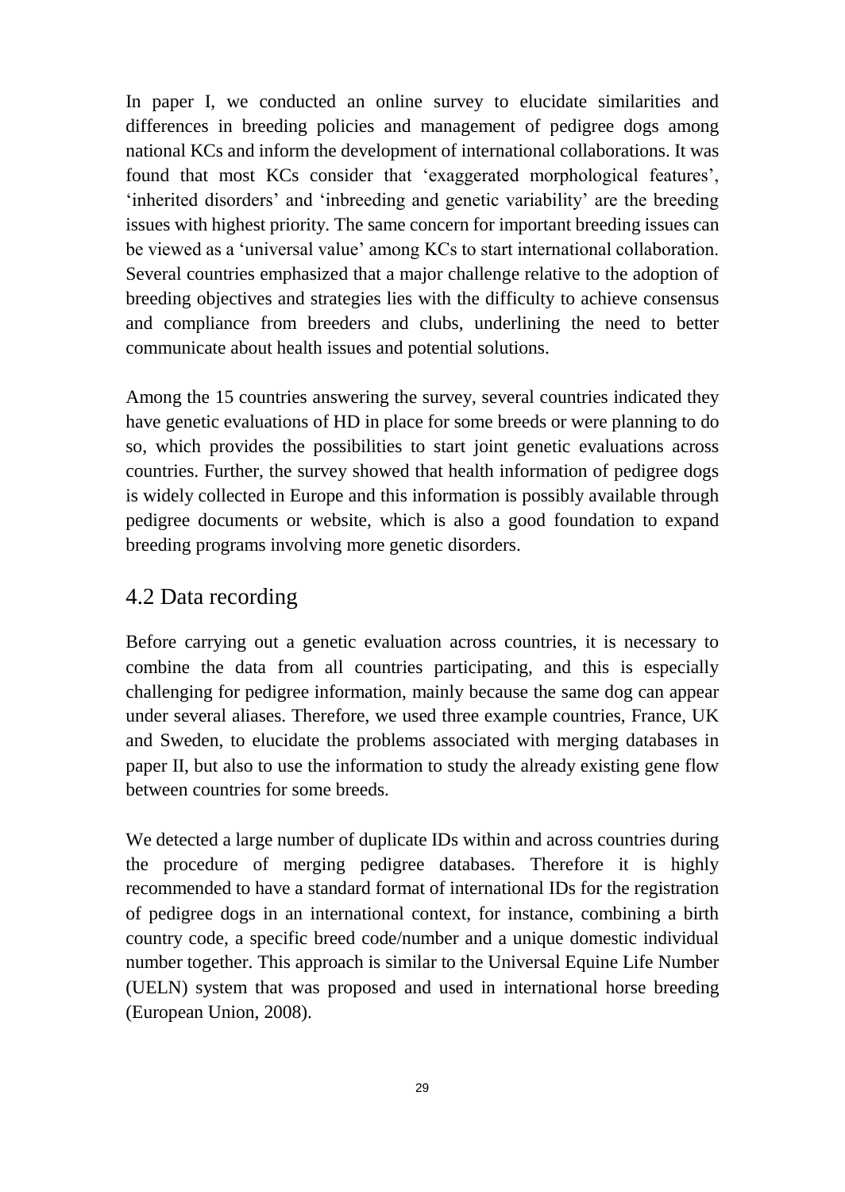In paper I, we conducted an online survey to elucidate similarities and differences in breeding policies and management of pedigree dogs among national KCs and inform the development of international collaborations. It was found that most KCs consider that 'exaggerated morphological features', 'inherited disorders' and 'inbreeding and genetic variability' are the breeding issues with highest priority. The same concern for important breeding issues can be viewed as a 'universal value' among KCs to start international collaboration. Several countries emphasized that a major challenge relative to the adoption of breeding objectives and strategies lies with the difficulty to achieve consensus and compliance from breeders and clubs, underlining the need to better communicate about health issues and potential solutions.

Among the 15 countries answering the survey, several countries indicated they have genetic evaluations of HD in place for some breeds or were planning to do so, which provides the possibilities to start joint genetic evaluations across countries. Further, the survey showed that health information of pedigree dogs is widely collected in Europe and this information is possibly available through pedigree documents or website, which is also a good foundation to expand breeding programs involving more genetic disorders.

## 4.2 Data recording

Before carrying out a genetic evaluation across countries, it is necessary to combine the data from all countries participating, and this is especially challenging for pedigree information, mainly because the same dog can appear under several aliases. Therefore, we used three example countries, France, UK and Sweden, to elucidate the problems associated with merging databases in paper II, but also to use the information to study the already existing gene flow between countries for some breeds.

We detected a large number of duplicate IDs within and across countries during the procedure of merging pedigree databases. Therefore it is highly recommended to have a standard format of international IDs for the registration of pedigree dogs in an international context, for instance, combining a birth country code, a specific breed code/number and a unique domestic individual number together. This approach is similar to the Universal Equine Life Number (UELN) system that was proposed and used in international horse breeding (European Union, 2008).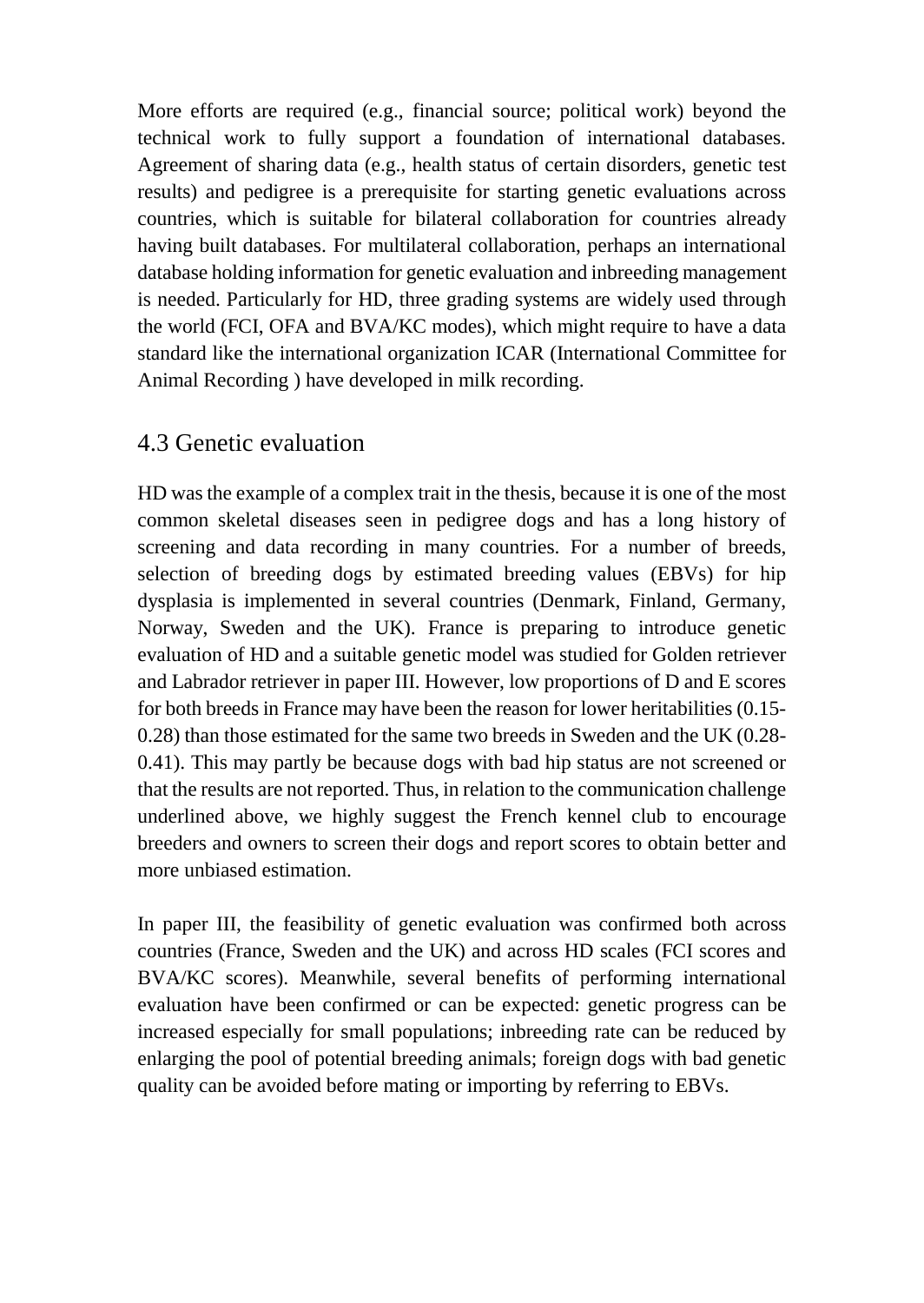More efforts are required (e.g., financial source; political work) beyond the technical work to fully support a foundation of international databases. Agreement of sharing data (e.g., health status of certain disorders, genetic test results) and pedigree is a prerequisite for starting genetic evaluations across countries, which is suitable for bilateral collaboration for countries already having built databases. For multilateral collaboration, perhaps an international database holding information for genetic evaluation and inbreeding management is needed. Particularly for HD, three grading systems are widely used through the world (FCI, OFA and BVA/KC modes), which might require to have a data standard like the international organization ICAR (International Committee for Animal Recording ) have developed in milk recording.

## 4.3 Genetic evaluation

HD was the example of a complex trait in the thesis, because it is one of the most common skeletal diseases seen in pedigree dogs and has a long history of screening and data recording in many countries. For a number of breeds, selection of breeding dogs by estimated breeding values (EBVs) for hip dysplasia is implemented in several countries (Denmark, Finland, Germany, Norway, Sweden and the UK). France is preparing to introduce genetic evaluation of HD and a suitable genetic model was studied for Golden retriever and Labrador retriever in paper III. However, low proportions of D and E scores for both breeds in France may have been the reason for lower heritabilities (0.15-0.28) than those estimated for the same two breeds in Sweden and the UK (0.28-0.41). This may partly be because dogs with bad hip status are not screened or that the results are not reported. Thus, in relation to the communication challenge underlined above, we highly suggest the French kennel club to encourage breeders and owners to screen their dogs and report scores to obtain better and more unbiased estimation.

In paper III, the feasibility of genetic evaluation was confirmed both across countries (France, Sweden and the UK) and across HD scales (FCI scores and BVA/KC scores). Meanwhile, several benefits of performing international evaluation have been confirmed or can be expected: genetic progress can be increased especially for small populations; inbreeding rate can be reduced by enlarging the pool of potential breeding animals; foreign dogs with bad genetic quality can be avoided before mating or importing by referring to EBVs.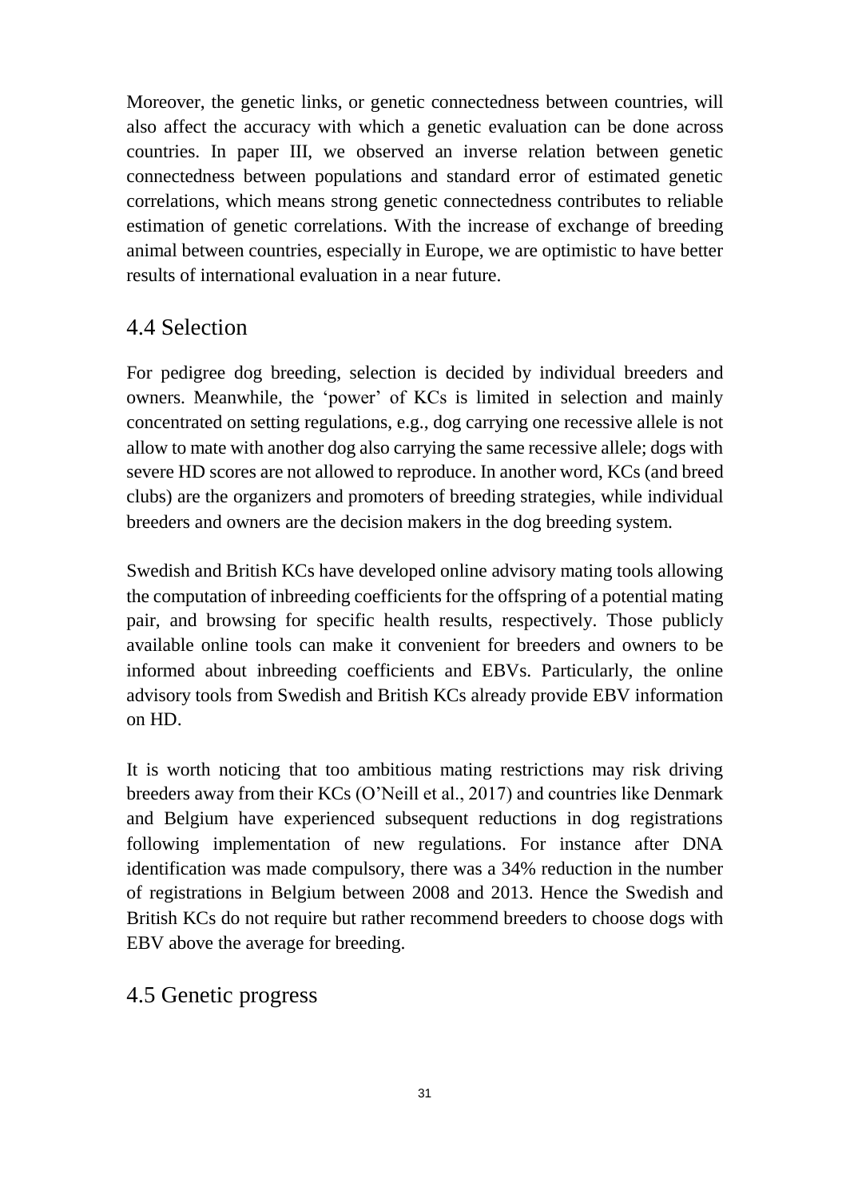Moreover, the genetic links, or genetic connectedness between countries, will also affect the accuracy with which a genetic evaluation can be done across countries. In paper III, we observed an inverse relation between genetic connectedness between populations and standard error of estimated genetic correlations, which means strong genetic connectedness contributes to reliable estimation of genetic correlations. With the increase of exchange of breeding animal between countries, especially in Europe, we are optimistic to have better results of international evaluation in a near future.

## 4.4 Selection

For pedigree dog breeding, selection is decided by individual breeders and owners. Meanwhile, the 'power' of KCs is limited in selection and mainly concentrated on setting regulations, e.g., dog carrying one recessive allele is not allow to mate with another dog also carrying the same recessive allele; dogs with severe HD scores are not allowed to reproduce. In another word, KCs (and breed clubs) are the organizers and promoters of breeding strategies, while individual breeders and owners are the decision makers in the dog breeding system.

Swedish and British KCs have developed online advisory mating tools allowing the computation of inbreeding coefficients for the offspring of a potential mating pair, and browsing for specific health results, respectively. Those publicly available online tools can make it convenient for breeders and owners to be informed about inbreeding coefficients and EBVs. Particularly, the online advisory tools from Swedish and British KCs already provide EBV information on HD.

It is worth noticing that too ambitious mating restrictions may risk driving breeders away from their KCs (O'Neill et al., 2017) and countries like Denmark and Belgium have experienced subsequent reductions in dog registrations following implementation of new regulations. For instance after DNA identification was made compulsory, there was a 34% reduction in the number of registrations in Belgium between 2008 and 2013. Hence the Swedish and British KCs do not require but rather recommend breeders to choose dogs with EBV above the average for breeding.

## 4.5 Genetic progress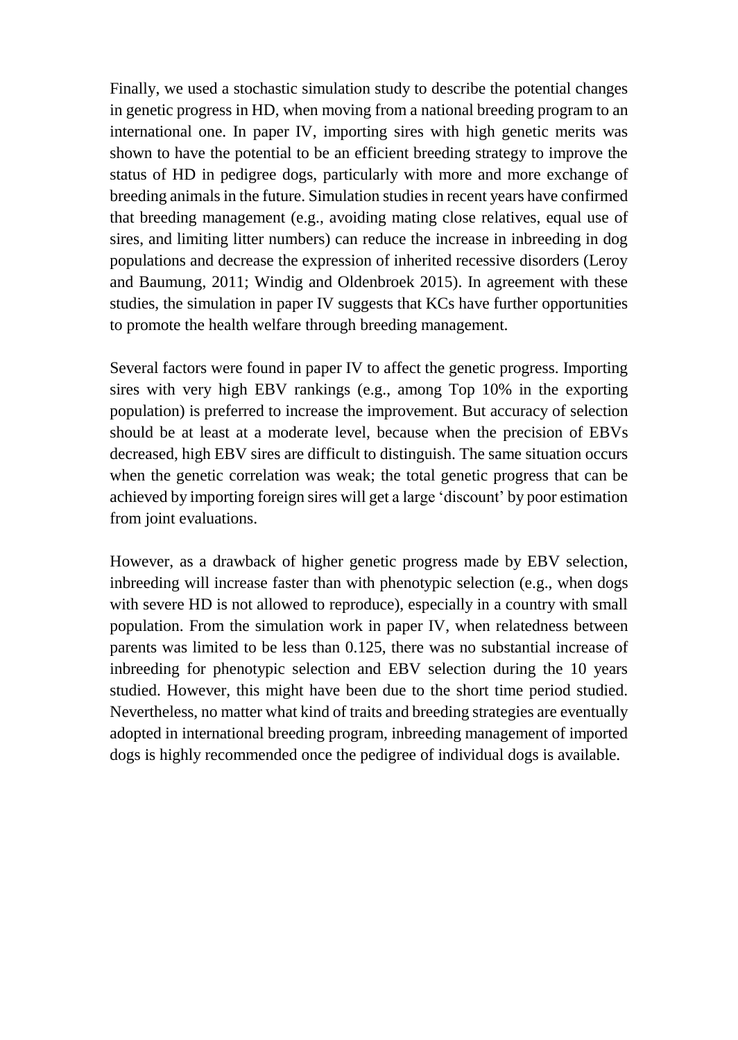Finally, we used a stochastic simulation study to describe the potential changes in genetic progress in HD, when moving from a national breeding program to an international one. In paper IV, importing sires with high genetic merits was shown to have the potential to be an efficient breeding strategy to improve the status of HD in pedigree dogs, particularly with more and more exchange of breeding animals in the future. Simulation studies in recent years have confirmed that breeding management (e.g., avoiding mating close relatives, equal use of sires, and limiting litter numbers) can reduce the increase in inbreeding in dog populations and decrease the expression of inherited recessive disorders (Leroy and Baumung, 2011; Windig and Oldenbroek 2015). In agreement with these studies, the simulation in paper IV suggests that KCs have further opportunities to promote the health welfare through breeding management.

Several factors were found in paper IV to affect the genetic progress. Importing sires with very high EBV rankings (e.g., among Top 10% in the exporting population) is preferred to increase the improvement. But accuracy of selection should be at least at a moderate level, because when the precision of EBVs decreased, high EBV sires are difficult to distinguish. The same situation occurs when the genetic correlation was weak; the total genetic progress that can be achieved by importing foreign sires will get a large 'discount' by poor estimation from joint evaluations.

However, as a drawback of higher genetic progress made by EBV selection, inbreeding will increase faster than with phenotypic selection (e.g., when dogs with severe HD is not allowed to reproduce), especially in a country with small population. From the simulation work in paper IV, when relatedness between parents was limited to be less than 0.125, there was no substantial increase of inbreeding for phenotypic selection and EBV selection during the 10 years studied. However, this might have been due to the short time period studied. Nevertheless, no matter what kind of traits and breeding strategies are eventually adopted in international breeding program, inbreeding management of imported dogs is highly recommended once the pedigree of individual dogs is available.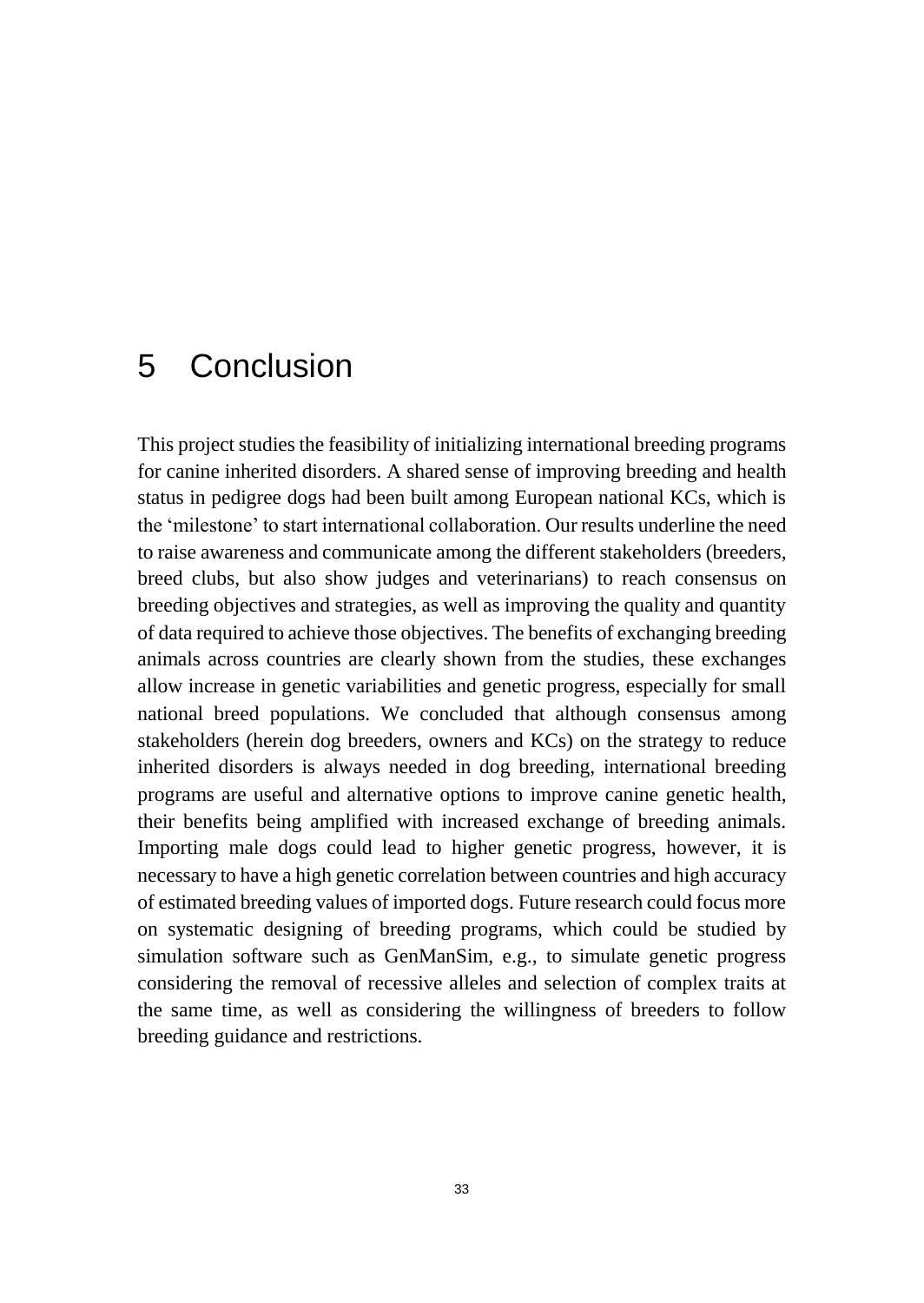# 5 Conclusion

This project studies the feasibility of initializing international breeding programs for canine inherited disorders. A shared sense of improving breeding and health status in pedigree dogs had been built among European national KCs, which is the 'milestone' to start international collaboration. Our results underline the need to raise awareness and communicate among the different stakeholders (breeders, breed clubs, but also show judges and veterinarians) to reach consensus on breeding objectives and strategies, as well as improving the quality and quantity of data required to achieve those objectives. The benefits of exchanging breeding animals across countries are clearly shown from the studies, these exchanges allow increase in genetic variabilities and genetic progress, especially for small national breed populations. We concluded that although consensus among stakeholders (herein dog breeders, owners and KCs) on the strategy to reduce inherited disorders is always needed in dog breeding, international breeding programs are useful and alternative options to improve canine genetic health, their benefits being amplified with increased exchange of breeding animals. Importing male dogs could lead to higher genetic progress, however, it is necessary to have a high genetic correlation between countries and high accuracy of estimated breeding values of imported dogs. Future research could focus more on systematic designing of breeding programs, which could be studied by simulation software such as GenManSim, e.g., to simulate genetic progress considering the removal of recessive alleles and selection of complex traits at the same time, as well as considering the willingness of breeders to follow breeding guidance and restrictions.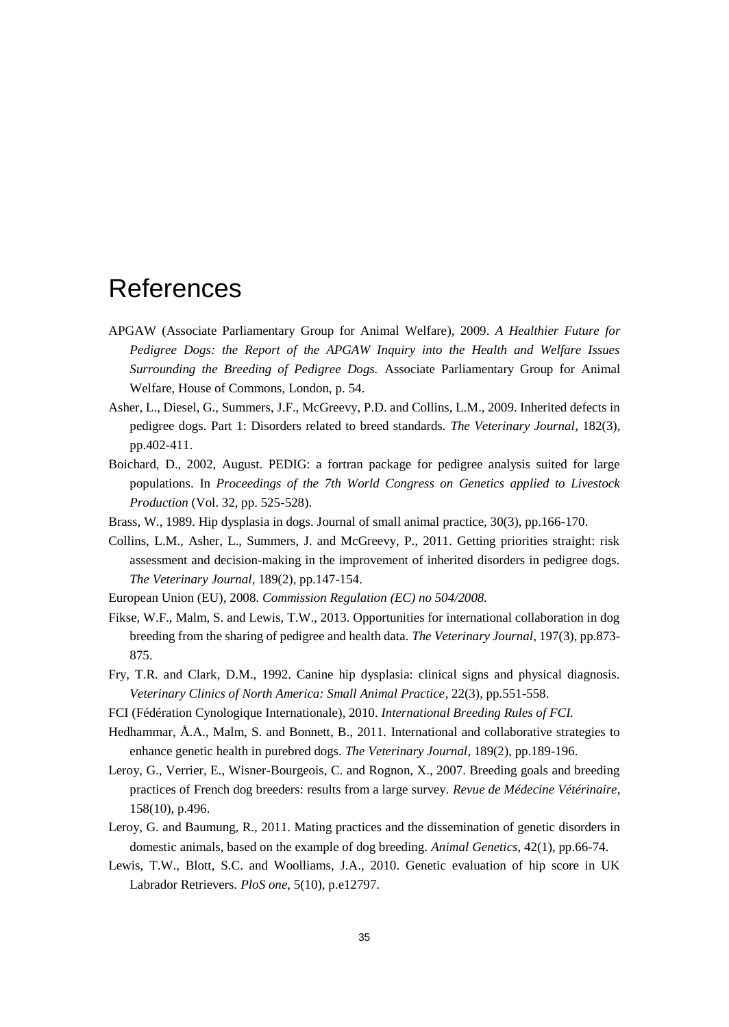# References

APGAW (Associate Parliamentary Group for Animal Welfare), 2009. *A Healthier Future for Pedigree Dogs: the Report of the APGAW Inquiry into the Health and Welfare Issues Surrounding the Breeding of Pedigree Dogs.* Associate Parliamentary Group for Animal Welfare, House of Commons, London, p. 54.

Asher, L., Diesel, G., Summers, J.F., McGreevy, P.D. and Collins, L.M., 2009. Inherited defects in pedigree dogs. Part 1: Disorders related to breed standards. *The Veterinary Journal*, 182(3), pp.402-411.

Boichard, D., 2002, August. PEDIG: a fortran package for pedigree analysis suited for large populations. In *Proceedings of the 7th World Congress on Genetics applied to Livestock Production* (Vol. 32, pp. 525-528).

Brass, W., 1989. Hip dysplasia in dogs. Journal of small animal practice, 30(3), pp.166-170.

Collins, L.M., Asher, L., Summers, J. and McGreevy, P., 2011. Getting priorities straight: risk assessment and decision-making in the improvement of inherited disorders in pedigree dogs. *The Veterinary Journal*, 189(2), pp.147-154.

European Union (EU), 2008. *Commission Regulation (EC) no 504/2008.*

Fikse, W.F., Malm, S. and Lewis, T.W., 2013. Opportunities for international collaboration in dog breeding from the sharing of pedigree and health data. *The Veterinary Journal*, 197(3), pp.873-875.

Fry, T.R. and Clark, D.M., 1992. Canine hip dysplasia: clinical signs and physical diagnosis. *Veterinary Clinics of North America: Small Animal Practice*, 22(3), pp.551-558.

FCI (Fédération Cynologique Internationale), 2010. *International Breeding Rules of FCI.*

Hedhammar, Å.A., Malm, S. and Bonnett, B., 2011. International and collaborative strategies to enhance genetic health in purebred dogs. *The Veterinary Journal*, 189(2), pp.189-196.

Leroy, G., Verrier, E., Wisner-Bourgeois, C. and Rognon, X., 2007. Breeding goals and breeding practices of French dog breeders: results from a large survey. *Revue de Médecine Vétérinaire*, 158(10), p.496.

Leroy, G. and Baumung, R., 2011. Mating practices and the dissemination of genetic disorders in domestic animals, based on the example of dog breeding. *Animal Genetics*, 42(1), pp.66-74.

Lewis, T.W., Blott, S.C. and Woolliams, J.A., 2010. Genetic evaluation of hip score in UK Labrador Retrievers. *PloS one*, 5(10), p.e12797.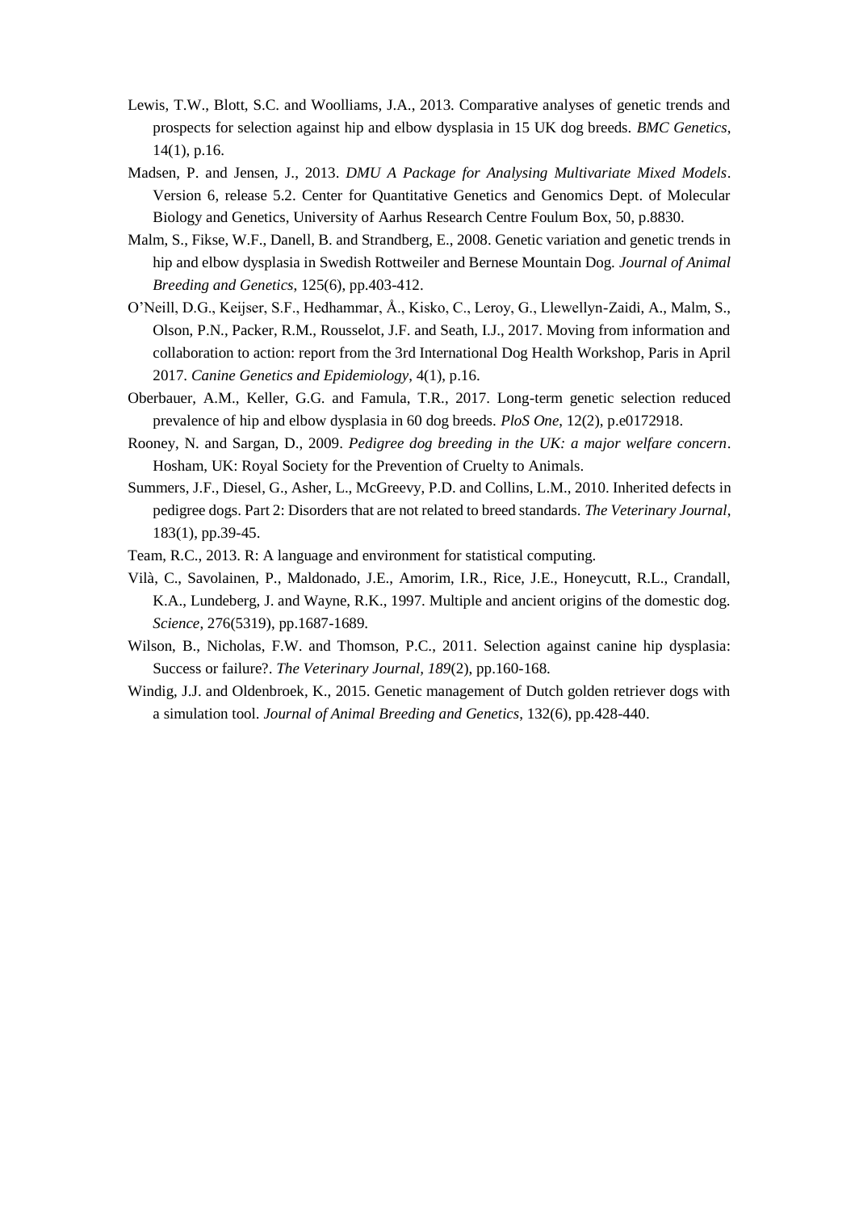Lewis, T.W., Blott, S.C. and Woolliams, J.A., 2013. Comparative analyses of genetic trends and prospects for selection against hip and elbow dysplasia in 15 UK dog breeds. *BMC Genetics*, 14(1), p.16.

Madsen, P. and Jensen, J., 2013. *DMU A Package for Analysing Multivariate Mixed Models*. Version 6, release 5.2. Center for Quantitative Genetics and Genomics Dept. of Molecular Biology and Genetics, University of Aarhus Research Centre Foulum Box, 50, p.8830.

Malm, S., Fikse, W.F., Danell, B. and Strandberg, E., 2008. Genetic variation and genetic trends in hip and elbow dysplasia in Swedish Rottweiler and Bernese Mountain Dog. *Journal of Animal Breeding and Genetics*, 125(6), pp.403-412.

O'Neill, D.G., Keijser, S.F., Hedhammar, Å., Kisko, C., Leroy, G., Llewellyn-Zaidi, A., Malm, S., Olson, P.N., Packer, R.M., Rousselot, J.F. and Seath, I.J., 2017. Moving from information and collaboration to action: report from the 3rd International Dog Health Workshop, Paris in April 2017. *Canine Genetics and Epidemiology*, 4(1), p.16.

Oberbauer, A.M., Keller, G.G. and Famula, T.R., 2017. Long-term genetic selection reduced prevalence of hip and elbow dysplasia in 60 dog breeds. *PloS One*, 12(2), p.e0172918.

Rooney, N. and Sargan, D., 2009. *Pedigree dog breeding in the UK: a major welfare concern*. Hosham, UK: Royal Society for the Prevention of Cruelty to Animals.

Summers, J.F., Diesel, G., Asher, L., McGreevy, P.D. and Collins, L.M., 2010. Inherited defects in pedigree dogs. Part 2: Disorders that are not related to breed standards. *The Veterinary Journal*, 183(1), pp.39-45.

Team, R.C., 2013. R: A language and environment for statistical computing.

Vilà, C., Savolainen, P., Maldonado, J.E., Amorim, I.R., Rice, J.E., Honeycutt, R.L., Crandall, K.A., Lundeberg, J. and Wayne, R.K., 1997. Multiple and ancient origins of the domestic dog. *Science*, 276(5319), pp.1687-1689.

Wilson, B., Nicholas, F.W. and Thomson, P.C., 2011. Selection against canine hip dysplasia: Success or failure?. *The Veterinary Journal, 189*(2), pp.160-168.

Windig, J.J. and Oldenbroek, K., 2015. Genetic management of Dutch golden retriever dogs with a simulation tool. *Journal of Animal Breeding and Genetics*, 132(6), pp.428-440.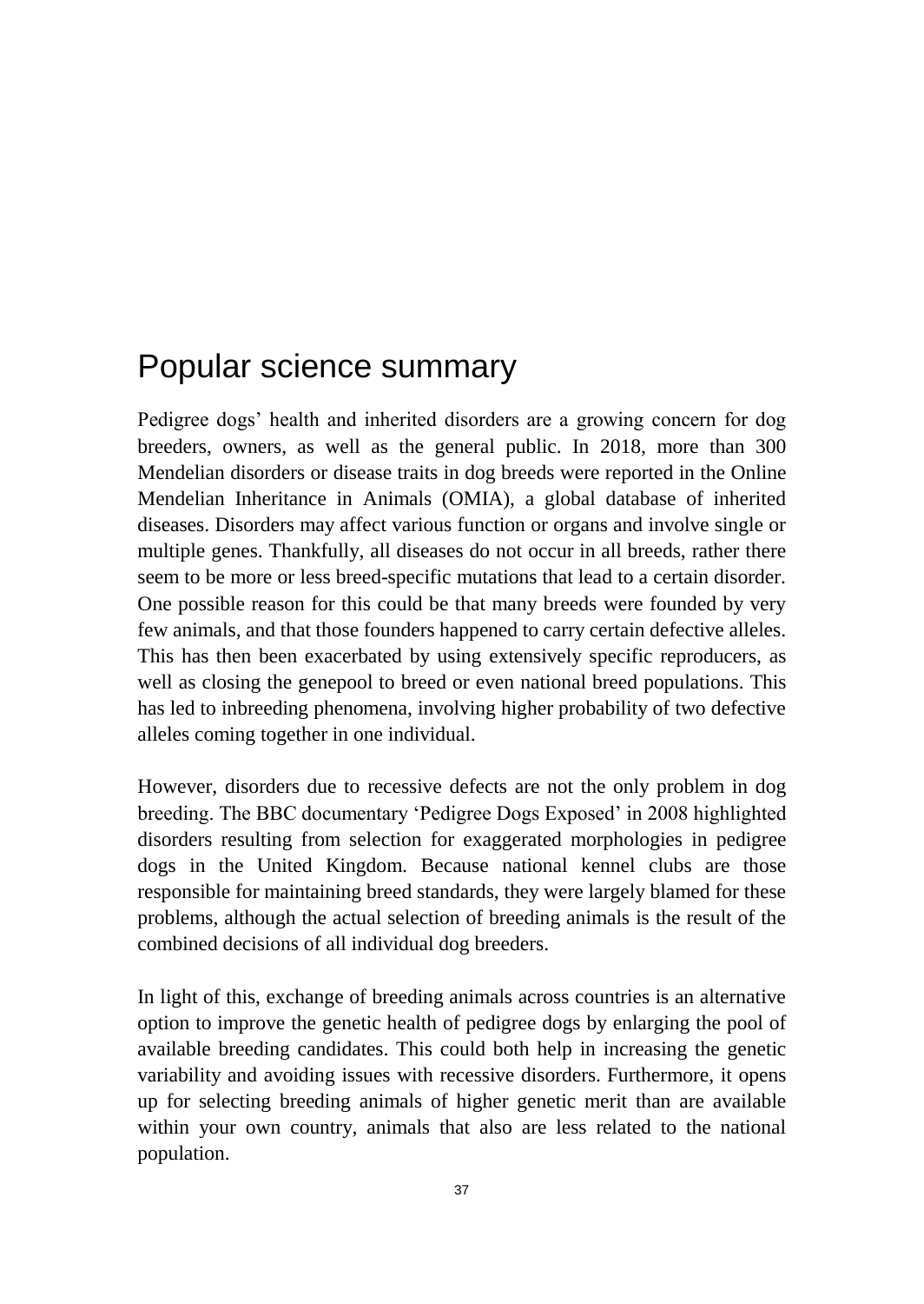# Popular science summary

Pedigree dogs' health and inherited disorders are a growing concern for dog breeders, owners, as well as the general public. In 2018, more than 300 Mendelian disorders or disease traits in dog breeds were reported in the Online Mendelian Inheritance in Animals (OMIA), a global database of inherited diseases. Disorders may affect various function or organs and involve single or multiple genes. Thankfully, all diseases do not occur in all breeds, rather there seem to be more or less breed-specific mutations that lead to a certain disorder. One possible reason for this could be that many breeds were founded by very few animals, and that those founders happened to carry certain defective alleles. This has then been exacerbated by using extensively specific reproducers, as well as closing the genepool to breed or even national breed populations. This has led to inbreeding phenomena, involving higher probability of two defective alleles coming together in one individual.

However, disorders due to recessive defects are not the only problem in dog breeding. The BBC documentary 'Pedigree Dogs Exposed' in 2008 highlighted disorders resulting from selection for exaggerated morphologies in pedigree dogs in the United Kingdom. Because national kennel clubs are those responsible for maintaining breed standards, they were largely blamed for these problems, although the actual selection of breeding animals is the result of the combined decisions of all individual dog breeders.

In light of this, exchange of breeding animals across countries is an alternative option to improve the genetic health of pedigree dogs by enlarging the pool of available breeding candidates. This could both help in increasing the genetic variability and avoiding issues with recessive disorders. Furthermore, it opens up for selecting breeding animals of higher genetic merit than are available within your own country, animals that also are less related to the national population.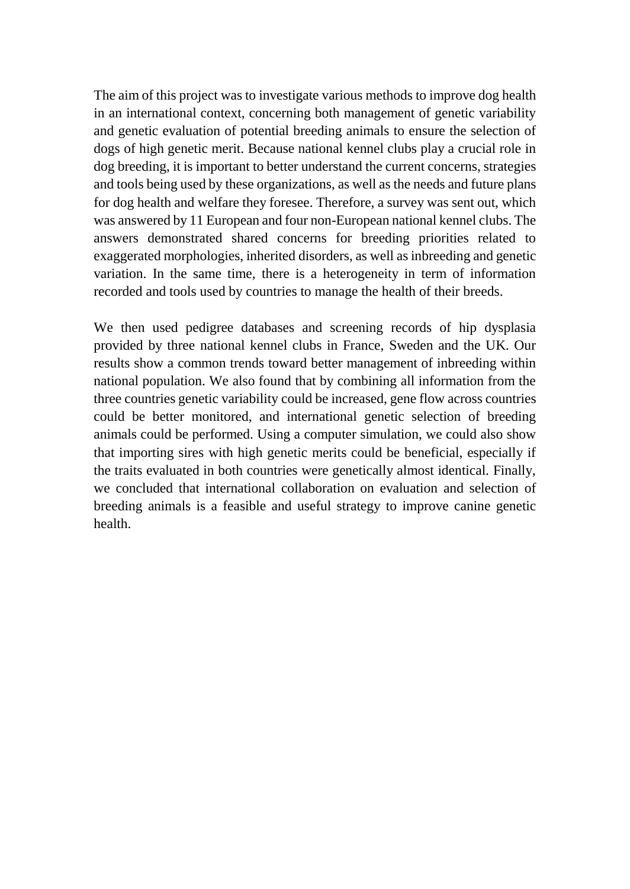The aim of this project was to investigate various methods to improve dog health in an international context, concerning both management of genetic variability and genetic evaluation of potential breeding animals to ensure the selection of dogs of high genetic merit. Because national kennel clubs play a crucial role in dog breeding, it is important to better understand the current concerns, strategies and tools being used by these organizations, as well as the needs and future plans for dog health and welfare they foresee. Therefore, a survey was sent out, which was answered by 11 European and four non-European national kennel clubs. The answers demonstrated shared concerns for breeding priorities related to exaggerated morphologies, inherited disorders, as well as inbreeding and genetic variation. In the same time, there is a heterogeneity in term of information recorded and tools used by countries to manage the health of their breeds.

We then used pedigree databases and screening records of hip dysplasia provided by three national kennel clubs in France, Sweden and the UK. Our results show a common trends toward better management of inbreeding within national population. We also found that by combining all information from the three countries genetic variability could be increased, gene flow across countries could be better monitored, and international genetic selection of breeding animals could be performed. Using a computer simulation, we could also show that importing sires with high genetic merits could be beneficial, especially if the traits evaluated in both countries were genetically almost identical. Finally, we concluded that international collaboration on evaluation and selection of breeding animals is a feasible and useful strategy to improve canine genetic health.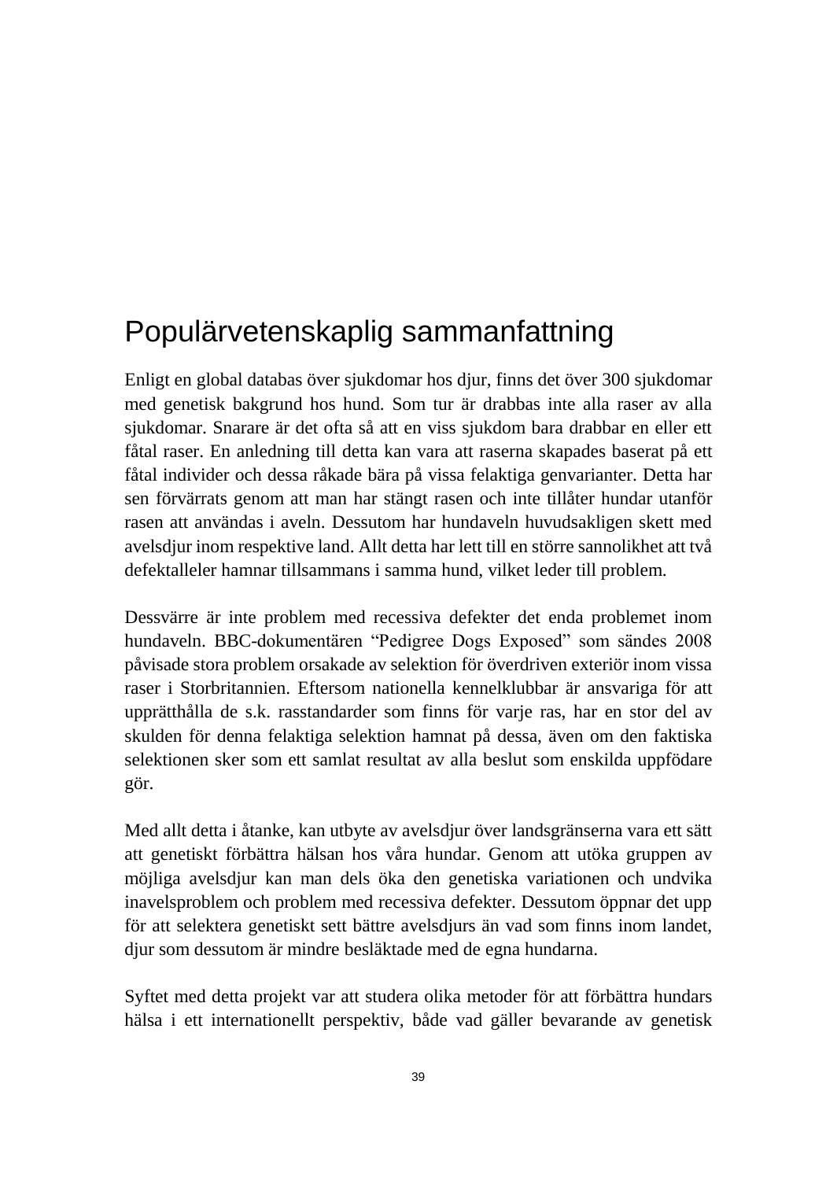# Populärvetenskaplig sammanfattning

Enligt en global databas över sjukdomar hos djur, finns det över 300 sjukdomar med genetisk bakgrund hos hund. Som tur är drabbas inte alla raser av alla sjukdomar. Snarare är det ofta så att en viss sjukdom bara drabbar en eller ett fåtal raser. En anledning till detta kan vara att raserna skapades baserat på ett fåtal individer och dessa råkade bära på vissa felaktiga genvarianter. Detta har sen förvärrats genom att man har stängt rasen och inte tillåter hundar utanför rasen att användas i aveln. Dessutom har hundaveln huvudsakligen skett med avelsdjur inom respektive land. Allt detta har lett till en större sannolikhet att två defektalleler hamnar tillsammans i samma hund, vilket leder till problem.

Dessvärre är inte problem med recessiva defekter det enda problemet inom hundaveln. BBC-dokumentären "Pedigree Dogs Exposed" som sändes 2008 påvisade stora problem orsakade av selektion för överdriven exteriör inom vissa raser i Storbritannien. Eftersom nationella kennelklubbar är ansvariga för att upprätthålla de s.k. rasstandarder som finns för varje ras, har en stor del av skulden för denna felaktiga selektion hamnat på dessa, även om den faktiska selektionen sker som ett samlat resultat av alla beslut som enskilda uppfödare gör.

Med allt detta i åtanke, kan utbyte av avelsdjur över landsgränserna vara ett sätt att genetiskt förbättra hälsan hos våra hundar. Genom att utöka gruppen av möjliga avelsdjur kan man dels öka den genetiska variationen och undvika inavelsproblem och problem med recessiva defekter. Dessutom öppnar det upp för att selektera genetiskt sett bättre avelsdjurs än vad som finns inom landet, djur som dessutom är mindre besläktade med de egna hundarna.

Syftet med detta projekt var att studera olika metoder för att förbättra hundars hälsa i ett internationellt perspektiv, både vad gäller bevarande av genetisk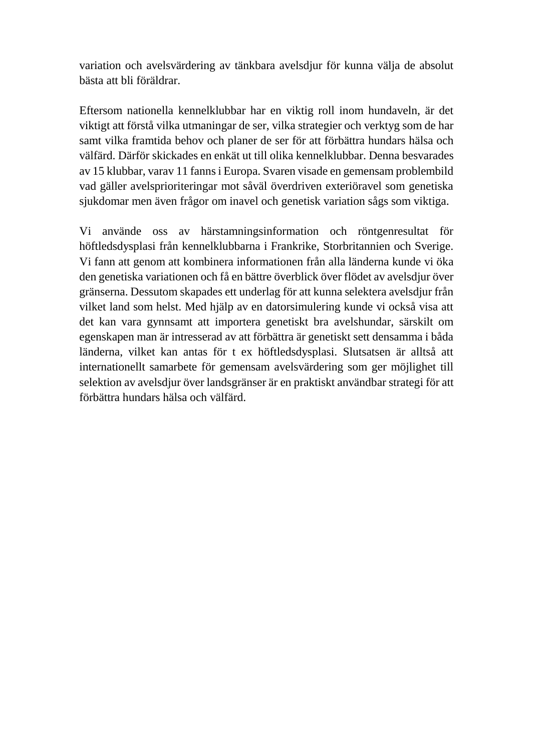variation och avelsvärdering av tänkbara avelsdjur för kunna välja de absolut bästa att bli föräldrar.

Eftersom nationella kennelklubbar har en viktig roll inom hundaveln, är det viktigt att förstå vilka utmaningar de ser, vilka strategier och verktyg som de har samt vilka framtida behov och planer de ser för att förbättra hundars hälsa och välfärd. Därför skickades en enkät ut till olika kennelklubbar. Denna besvarades av 15 klubbar, varav 11 fanns i Europa. Svaren visade en gemensam problembild vad gäller avelsprioriteringar mot såväl överdriven exteriöravel som genetiska sjukdomar men även frågor om inavel och genetisk variation sågs som viktiga.

Vi använde oss av härstamningsinformation och röntgenresultat för höftledsdysplasi från kennelklubbarna i Frankrike, Storbritannien och Sverige. Vi fann att genom att kombinera informationen från alla länderna kunde vi öka den genetiska variationen och få en bättre överblick över flödet av avelsdjur över gränserna. Dessutom skapades ett underlag för att kunna selektera avelsdjur från vilket land som helst. Med hjälp av en datorsimulering kunde vi också visa att det kan vara gynnsamt att importera genetiskt bra avelshundar, särskilt om egenskapen man är intresserad av att förbättra är genetiskt sett densamma i båda länderna, vilket kan antas för t ex höftledsdysplasi. Slutsatsen är alltså att internationellt samarbete för gemensam avelsvärdering som ger möjlighet till selektion av avelsdjur över landsgränser är en praktiskt användbar strategi för att förbättra hundars hälsa och välfärd.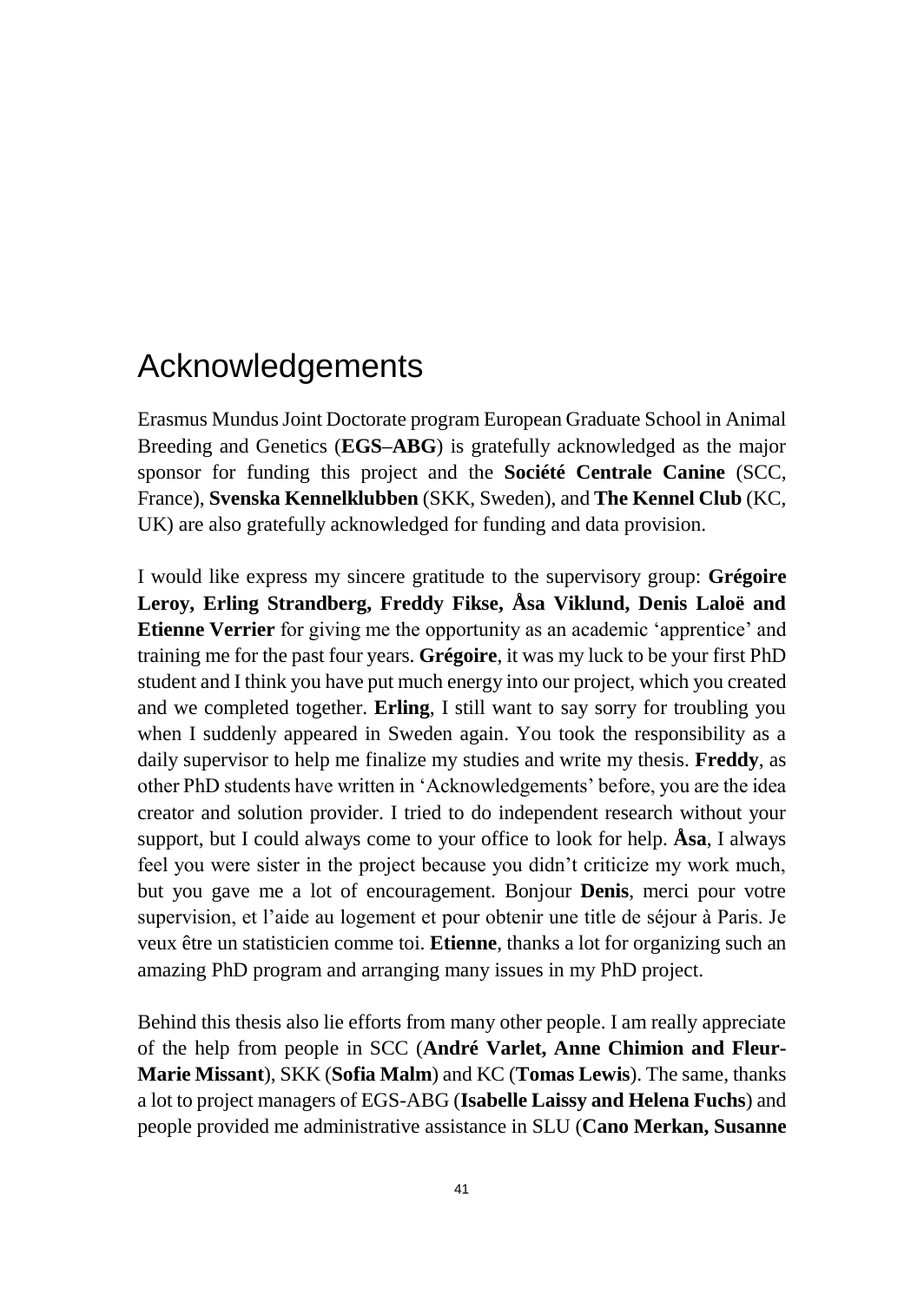# Acknowledgements

Erasmus Mundus Joint Doctorate program European Graduate School in Animal Breeding and Genetics (**EGS–ABG**) is gratefully acknowledged as the major sponsor for funding this project and the **Société Centrale Canine** (SCC, France), **Svenska Kennelklubben** (SKK, Sweden), and **The Kennel Club** (KC, UK) are also gratefully acknowledged for funding and data provision.

I would like express my sincere gratitude to the supervisory group: **Grégoire Leroy, Erling Strandberg, Freddy Fikse, Åsa Viklund, Denis Laloë and Etienne Verrier** for giving me the opportunity as an academic 'apprentice' and training me for the past four years. **Grégoire**, it was my luck to be your first PhD student and I think you have put much energy into our project, which you created and we completed together. **Erling**, I still want to say sorry for troubling you when I suddenly appeared in Sweden again. You took the responsibility as a daily supervisor to help me finalize my studies and write my thesis. **Freddy**, as other PhD students have written in 'Acknowledgements' before, you are the idea creator and solution provider. I tried to do independent research without your support, but I could always come to your office to look for help. **Åsa**, I always feel you were sister in the project because you didn't criticize my work much, but you gave me a lot of encouragement. Bonjour **Denis**, merci pour votre supervision, et l'aide au logement et pour obtenir une title de séjour à Paris. Je veux être un statisticien comme toi. **Etienne**, thanks a lot for organizing such an amazing PhD program and arranging many issues in my PhD project.

Behind this thesis also lie efforts from many other people. I am really appreciate of the help from people in SCC (**André Varlet, Anne Chimion and Fleur-Marie Missant**), SKK (**Sofia Malm**) and KC (**Tomas Lewis**). The same, thanks a lot to project managers of EGS-ABG (**Isabelle Laissy and Helena Fuchs**) and people provided me administrative assistance in SLU (**Cano Merkan, Susanne**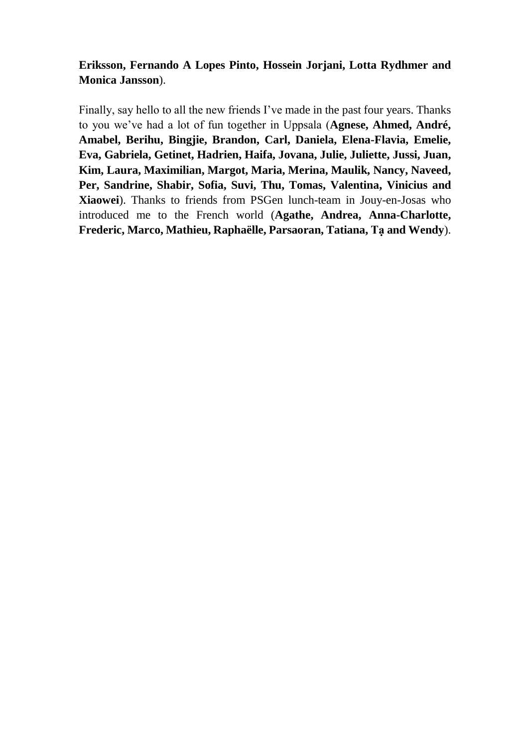**Eriksson, Fernando A Lopes Pinto, Hossein Jorjani, Lotta Rydhmer and Monica Jansson**).

Finally, say hello to all the new friends I've made in the past four years. Thanks to you we've had a lot of fun together in Uppsala (**Agnese, Ahmed, André, Amabel, Berihu, Bingjie, Brandon, Carl, Daniela, Elena-Flavia, Emelie, Eva, Gabriela, Getinet, Hadrien, Haifa, Jovana, Julie, Juliette, Jussi, Juan, Kim, Laura, Maximilian, Margot, Maria, Merina, Maulik, Nancy, Naveed, Per, Sandrine, Shabir, Sofia, Suvi, Thu, Tomas, Valentina, Vinicius and Xiaowei**). Thanks to friends from PSGen lunch-team in Jouy-en-Josas who introduced me to the French world (**Agathe, Andrea, Anna-Charlotte, Frederic, Marco, Mathieu, Raphaëlle, Parsaoran, Tatiana, Tạ and Wendy**).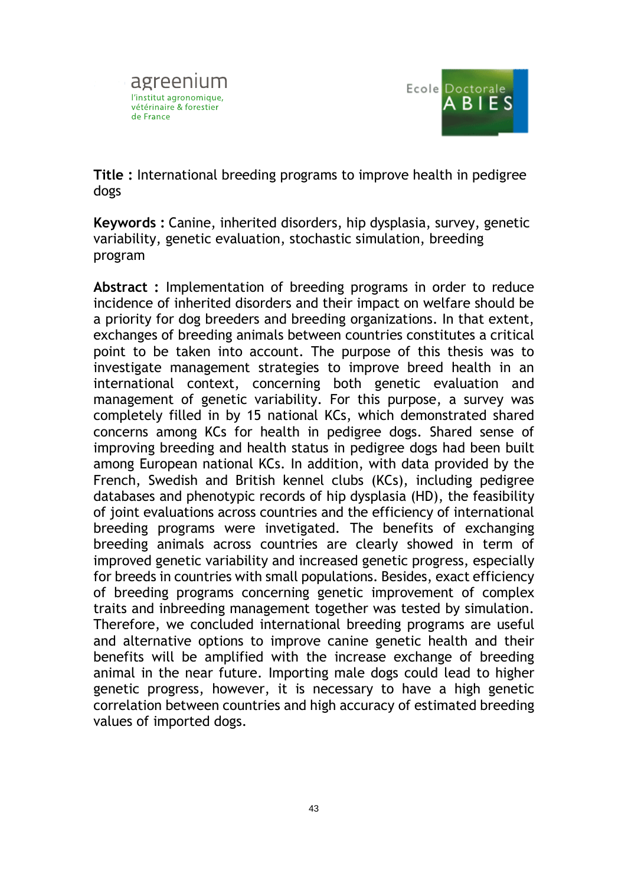agreenium
l'institut agronomique, vétérinaire & forestier de France

Ecole Doctorale ABIES

**Title :** International breeding programs to improve health in pedigree dogs

**Keywords :** Canine, inherited disorders, hip dysplasia, survey, genetic variability, genetic evaluation, stochastic simulation, breeding program

**Abstract :** Implementation of breeding programs in order to reduce incidence of inherited disorders and their impact on welfare should be a priority for dog breeders and breeding organizations. In that extent, exchanges of breeding animals between countries constitutes a critical point to be taken into account. The purpose of this thesis was to investigate management strategies to improve breed health in an international context, concerning both genetic evaluation and management of genetic variability. For this purpose, a survey was completely filled in by 15 national KCs, which demonstrated shared concerns among KCs for health in pedigree dogs. Shared sense of improving breeding and health status in pedigree dogs had been built among European national KCs. In addition, with data provided by the French, Swedish and British kennel clubs (KCs), including pedigree databases and phenotypic records of hip dysplasia (HD), the feasibility of joint evaluations across countries and the efficiency of international breeding programs were invetigated. The benefits of exchanging breeding animals across countries are clearly showed in term of improved genetic variability and increased genetic progress, especially for breeds in countries with small populations. Besides, exact efficiency of breeding programs concerning genetic improvement of complex traits and inbreeding management together was tested by simulation. Therefore, we concluded international breeding programs are useful and alternative options to improve canine genetic health and their benefits will be amplified with the increase exchange of breeding animal in the near future. Importing male dogs could lead to higher genetic progress, however, it is necessary to have a high genetic correlation between countries and high accuracy of estimated breeding values of imported dogs.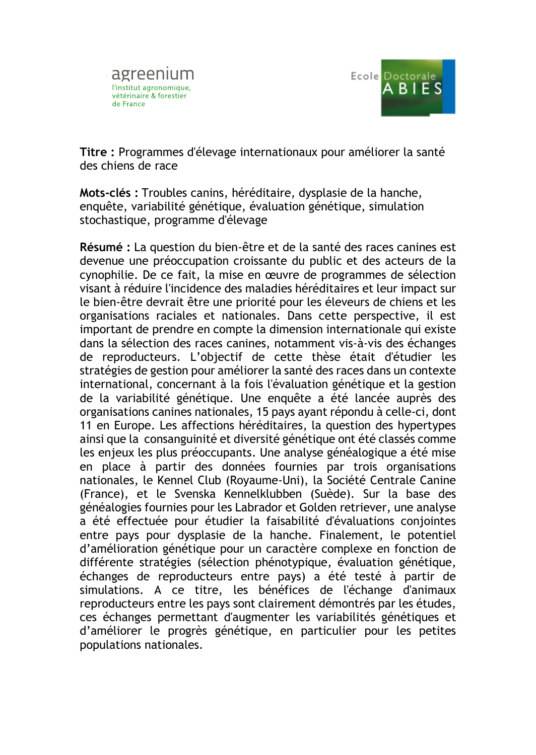agreenium
l'institut agronomique, vétérinaire & forestier de France

Ecole Doctorale ABIES

**Titre :** Programmes d'élevage internationaux pour améliorer la santé des chiens de race

**Mots-clés :** Troubles canins, héréditaire, dysplasie de la hanche, enquête, variabilité génétique, évaluation génétique, simulation stochastique, programme d'élevage

**Résumé :** La question du bien-être et de la santé des races canines est devenue une préoccupation croissante du public et des acteurs de la cynophilie. De ce fait, la mise en œuvre de programmes de sélection visant à réduire l'incidence des maladies héréditaires et leur impact sur le bien-être devrait être une priorité pour les éleveurs de chiens et les organisations raciales et nationales. Dans cette perspective, il est important de prendre en compte la dimension internationale qui existe dans la sélection des races canines, notamment vis-à-vis des échanges de reproducteurs. L'objectif de cette thèse était d'étudier les stratégies de gestion pour améliorer la santé des races dans un contexte international, concernant à la fois l'évaluation génétique et la gestion de la variabilité génétique. Une enquête a été lancée auprès des organisations canines nationales, 15 pays ayant répondu à celle-ci, dont 11 en Europe. Les affections héréditaires, la question des hypertypes ainsi que la consanguinité et diversité génétique ont été classés comme les enjeux les plus préoccupants. Une analyse généalogique a été mise en place à partir des données fournies par trois organisations nationales, le Kennel Club (Royaume-Uni), la Société Centrale Canine (France), et le Svenska Kennelklubben (Suède). Sur la base des généalogies fournies pour les Labrador et Golden retriever, une analyse a été effectuée pour étudier la faisabilité d'évaluations conjointes entre pays pour dysplasie de la hanche. Finalement, le potentiel d'amélioration génétique pour un caractère complexe en fonction de différente stratégies (sélection phénotypique, évaluation génétique, échanges de reproducteurs entre pays) a été testé à partir de simulations. A ce titre, les bénéfices de l'échange d'animaux reproducteurs entre les pays sont clairement démontrés par les études, ces échanges permettant d'augmenter les variabilités génétiques et d'améliorer le progrès génétique, en particulier pour les petites populations nationales.